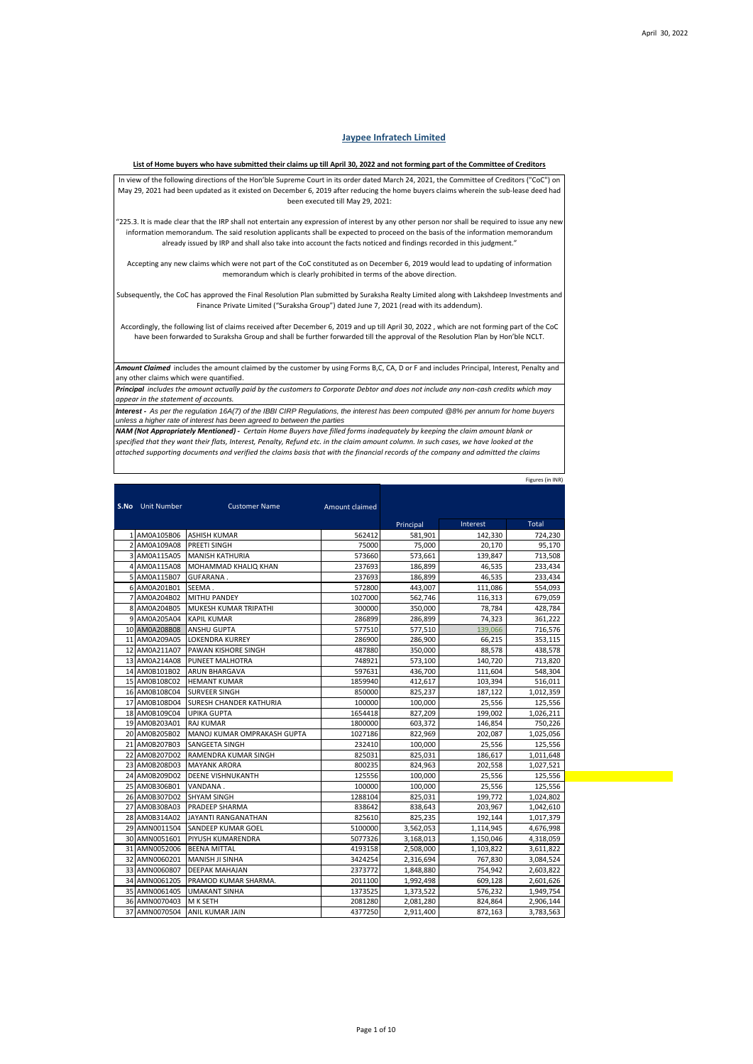April 30, 2022

# Jaypee Infratech Limited

**List of Home buyers who have submitted their claims up till April 30, 2022 and not forming part of the Committee of Creditors**

In view of the following directions of the Hon'ble Supreme Court in its order dated March 24, 2021, the Committee of Creditors ("CoC") on May 29, 2021 had been updated as it existed on December 6, 2019 after reducing the home buyers claims wherein the sub-lease deed had been executed till May 29, 2021:

"225.3. It is made clear that the IRP shall not entertain any expression of interest by any other person nor shall be required to issue any new information memorandum. The said resolution applicants shall be expected to proceed on the basis of the information memorandum already issued by IRP and shall also take into account the facts noticed and findings recorded in this judgment."

Accepting any new claims which were not part of the CoC constituted as on December 6, 2019 would lead to updating of information memorandum which is clearly prohibited in terms of the above direction.

Subsequently, the CoC has approved the Final Resolution Plan submitted by Suraksha Realty Limited along with Lakshdeep Investments and Finance Private Limited ("Suraksha Group") dated June 7, 2021 (read with its addendum).

Accordingly, the following list of claims received after December 6, 2019 and up till April 30, 2022 , which are not forming part of the CoC have been forwarded to Suraksha Group and shall be further forwarded till the approval of the Resolution Plan by Hon'ble NCLT.

***Amount Claimed*** includes the amount claimed by the customer by using Forms B,C, CA, D or F and includes Principal, Interest, Penalty and any other claims which were quantified.

***Principal*** *includes the amount actually paid by the customers to Corporate Debtor and does not include any non-cash credits which may appear in the statement of accounts.*

***Interest -*** *As per the regulation 16A(7) of the IBBI CIRP Regulations, the interest has been computed @8% per annum for home buyers unless a higher rate of interest has been agreed to between the parties*

***NAM (Not Appropriately Mentioned) -*** *Certain Home Buyers have filled forms inadequately by keeping the claim amount blank or specified that they want their flats, Interest, Penalty, Refund etc. in the claim amount column. In such cases, we have looked at the attached supporting documents and verified the claims basis that with the financial records of the company and admitted the claims*

Figures (in INR)

| S.No | Unit Number | Customer Name | Amount claimed | Principal | Interest | Total |
|---|---|---|---|---|---|---|
| 1 | AM0A105B06 | ASHISH KUMAR | 562412 | 581,901 | 142,330 | 724,230 |
| 2 | AM0A109A08 | PREETI SINGH | 75000 | 75,000 | 20,170 | 95,170 |
| 3 | AM0A115A05 | MANISH KATHURIA | 573660 | 573,661 | 139,847 | 713,508 |
| 4 | AM0A115A08 | MOHAMMAD KHALIQ KHAN | 237693 | 186,899 | 46,535 | 233,434 |
| 5 | AM0A115B07 | GUFARANA . | 237693 | 186,899 | 46,535 | 233,434 |
| 6 | AM0A201B01 | SEEMA . | 572800 | 443,007 | 111,086 | 554,093 |
| 7 | AM0A204B02 | MITHU PANDEY | 1027000 | 562,746 | 116,313 | 679,059 |
| 8 | AM0A204B05 | MUKESH KUMAR TRIPATHI | 300000 | 350,000 | 78,784 | 428,784 |
| 9 | AM0A205A04 | KAPIL KUMAR | 286899 | 286,899 | 74,323 | 361,222 |
| 10 | AM0A208B08 | ANSHU GUPTA | 577510 | 577,510 | 139,066 | 716,576 |
| 11 | AM0A209A05 | LOKENDRA KURREY | 286900 | 286,900 | 66,215 | 353,115 |
| 12 | AM0A211A07 | PAWAN KISHORE SINGH | 487880 | 350,000 | 88,578 | 438,578 |
| 13 | AM0A214A08 | PUNEET MALHOTRA | 748921 | 573,100 | 140,720 | 713,820 |
| 14 | AM0B101B02 | ARUN BHARGAVA | 597631 | 436,700 | 111,604 | 548,304 |
| 15 | AM0B108C02 | HEMANT KUMAR | 1859940 | 412,617 | 103,394 | 516,011 |
| 16 | AM0B108C04 | SURVEER SINGH | 850000 | 825,237 | 187,122 | 1,012,359 |
| 17 | AM0B108D04 | SURESH CHANDER KATHURIA | 100000 | 100,000 | 25,556 | 125,556 |
| 18 | AM0B109C04 | UPIKA GUPTA | 1654418 | 827,209 | 199,002 | 1,026,211 |
| 19 | AM0B203A01 | RAJ KUMAR | 1800000 | 603,372 | 146,854 | 750,226 |
| 20 | AM0B205B02 | MANOJ KUMAR OMPRAKASH GUPTA | 1027186 | 822,969 | 202,087 | 1,025,056 |
| 21 | AM0B207B03 | SANGEETA SINGH | 232410 | 100,000 | 25,556 | 125,556 |
| 22 | AM0B207D02 | RAMENDRA KUMAR SINGH | 825031 | 825,031 | 186,617 | 1,011,648 |
| 23 | AM0B208D03 | MAYANK ARORA | 800235 | 824,963 | 202,558 | 1,027,521 |
| 24 | AM0B209D02 | DEENE VISHNUKANTH | 125556 | 100,000 | 25,556 | 125,556 |
| 25 | AM0B306B01 | VANDANA . | 100000 | 100,000 | 25,556 | 125,556 |
| 26 | AM0B307D02 | SHYAM SINGH | 1288104 | 825,031 | 199,772 | 1,024,802 |
| 27 | AM0B308A03 | PRADEEP SHARMA | 838642 | 838,643 | 203,967 | 1,042,610 |
| 28 | AM0B314A02 | JAYANTI RANGANATHAN | 825610 | 825,235 | 192,144 | 1,017,379 |
| 29 | AMN0011504 | SANDEEP KUMAR GOEL | 5100000 | 3,562,053 | 1,114,945 | 4,676,998 |
| 30 | AMN0051601 | PIYUSH KUMARENDRA | 5077326 | 3,168,013 | 1,150,046 | 4,318,059 |
| 31 | AMN0052006 | BEENA MITTAL | 4193158 | 2,508,000 | 1,103,822 | 3,611,822 |
| 32 | AMN0060201 | MANISH JI SINHA | 3424254 | 2,316,694 | 767,830 | 3,084,524 |
| 33 | AMN0060807 | DEEPAK MAHAJAN | 2373772 | 1,848,880 | 754,942 | 2,603,822 |
| 34 | AMN0061205 | PRAMOD KUMAR SHARMA. | 2011100 | 1,992,498 | 609,128 | 2,601,626 |
| 35 | AMN0061405 | UMAKANT SINHA | 1373525 | 1,373,522 | 576,232 | 1,949,754 |
| 36 | AMN0070403 | M K SETH | 2081280 | 2,081,280 | 824,864 | 2,906,144 |
| 37 | AMN0070504 | ANIL KUMAR JAIN | 4377250 | 2,911,400 | 872,163 | 3,783,563 |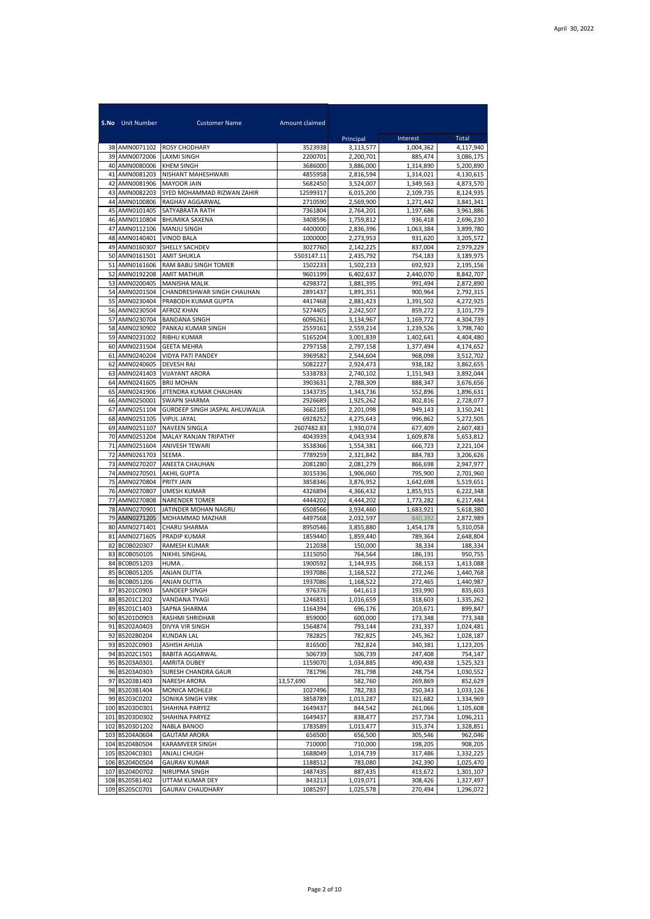April 30, 2022

| S.No | Unit Number | Customer Name | Amount claimed | Principal | Interest | Total |
|---|---|---|---|---|---|---|
| 38 | AMN0071102 | ROSY CHODHARY | 3523938 | 3,113,577 | 1,004,362 | 4,117,940 |
| 39 | AMN0072006 | LAXMI SINGH | 2200701 | 2,200,701 | 885,474 | 3,086,175 |
| 40 | AMN0080006 | KHEM SINGH | 3686000 | 3,886,000 | 1,314,890 | 5,200,890 |
| 41 | AMN0081203 | NISHANT MAHESHWARI | 4855958 | 2,816,594 | 1,314,021 | 4,130,615 |
| 42 | AMN0081906 | MAYOOR JAIN | 5682450 | 3,524,007 | 1,349,563 | 4,873,570 |
| 43 | AMN0082203 | SYED MOHAMMAD RIZWAN ZAHIR | 12599317 | 6,015,200 | 2,109,735 | 8,124,935 |
| 44 | AMN0100806 | RAGHAV AGGARWAL | 2710590 | 2,569,900 | 1,271,442 | 3,841,341 |
| 45 | AMN0101405 | SATYABRATA RATH | 7361804 | 2,764,201 | 1,197,686 | 3,961,886 |
| 46 | AMN0110804 | BHUMIKA SAXENA | 3408596 | 1,759,812 | 936,418 | 2,696,230 |
| 47 | AMN0112106 | MANJU SINGH | 4400000 | 2,836,396 | 1,063,384 | 3,899,780 |
| 48 | AMN0140401 | VINOD BALA | 1000000 | 2,273,953 | 931,620 | 3,205,572 |
| 49 | AMN0160307 | SHELLY SACHDEV | 3027760 | 2,142,225 | 837,004 | 2,979,229 |
| 50 | AMN0161501 | AMIT SHUKLA | 5503147.11 | 2,435,792 | 754,183 | 3,189,975 |
| 51 | AMN0161606 | RAM BABU SINGH TOMER | 1502233 | 1,502,233 | 692,923 | 2,195,156 |
| 52 | AMN0192208 | AMIT MATHUR | 9601199 | 6,402,637 | 2,440,070 | 8,842,707 |
| 53 | AMN0200405 | MANISHA MALIK | 4298372 | 1,881,395 | 991,494 | 2,872,890 |
| 54 | AMN0201504 | CHANDRESHWAR SINGH CHAUHAN | 2891437 | 1,891,351 | 900,964 | 2,792,315 |
| 55 | AMN0230404 | PRABODH KUMAR GUPTA | 4417468 | 2,881,423 | 1,391,502 | 4,272,925 |
| 56 | AMN0230504 | AFROZ KHAN | 5274405 | 2,242,507 | 859,272 | 3,101,779 |
| 57 | AMN0230704 | BANDANA SINGH | 6096261 | 3,134,967 | 1,169,772 | 4,304,739 |
| 58 | AMN0230902 | PANKAJ KUMAR SINGH | 2559161 | 2,559,214 | 1,239,526 | 3,798,740 |
| 59 | AMN0231002 | RIBHU KUMAR | 5165204 | 3,001,839 | 1,402,641 | 4,404,480 |
| 60 | AMN0231504 | GEETA MEHRA | 2797158 | 2,797,158 | 1,377,494 | 4,174,652 |
| 61 | AMN0240204 | VIDYA PATI PANDEY | 3969582 | 2,544,604 | 968,098 | 3,512,702 |
| 62 | AMN0240605 | DEVESH RAJ | 5082227 | 2,924,473 | 938,182 | 3,862,655 |
| 63 | AMN0241403 | VIJAYANT ARORA | 5338783 | 2,740,102 | 1,151,943 | 3,892,044 |
| 64 | AMN0241605 | BRIJ MOHAN | 3903631 | 2,788,309 | 888,347 | 3,676,656 |
| 65 | AMN0241906 | JITENDRA KUMAR CHAUHAN | 1343735 | 1,343,736 | 552,896 | 1,896,631 |
| 66 | AMN0250001 | SWAPN SHARMA | 2926689 | 1,925,262 | 802,816 | 2,728,077 |
| 67 | AMN0251104 | GURDEEP SINGH JASPAL AHLUWALIA | 3662185 | 2,201,098 | 949,143 | 3,150,241 |
| 68 | AMN0251105 | VIPUL JAYAL | 6928252 | 4,275,643 | 996,862 | 5,272,505 |
| 69 | AMN0251107 | NAVEEN SINGLA | 2607482.83 | 1,930,074 | 677,409 | 2,607,483 |
| 70 | AMN0251204 | MALAY RANJAN TRIPATHY | 4043939 | 4,043,934 | 1,609,878 | 5,653,812 |
| 71 | AMN0251604 | ANIVESH TEWARI | 3538366 | 1,554,381 | 666,723 | 2,221,104 |
| 72 | AMN0261703 | SEEMA . | 7789259 | 2,321,842 | 884,783 | 3,206,626 |
| 73 | AMN0270207 | ANEETA CHAUHAN | 2081280 | 2,081,279 | 866,698 | 2,947,977 |
| 74 | AMN0270501 | AKHIL GUPTA | 3015336 | 1,906,060 | 795,900 | 2,701,960 |
| 75 | AMN0270804 | PRITY JAIN | 3858346 | 3,876,952 | 1,642,698 | 5,519,651 |
| 76 | AMN0270807 | UMESH KUMAR | 4326894 | 4,366,432 | 1,855,915 | 6,222,348 |
| 77 | AMN0270808 | NARENDER TOMER | 4444202 | 4,444,202 | 1,773,282 | 6,217,484 |
| 78 | AMN0270901 | JATINDER MOHAN NAGRU | 6508566 | 3,934,460 | 1,683,921 | 5,618,380 |
| 79 | AMN0271205 | MOHAMMAD MAZHAR | 4497568 | 2,032,597 | 840,392 | 2,872,989 |
| 80 | AMN0271401 | CHARU SHARMA | 8950546 | 3,855,880 | 1,454,178 | 5,310,058 |
| 81 | AMN0271605 | PRADIP KUMAR | 1859440 | 1,859,440 | 789,364 | 2,648,804 |
| 82 | BC0B020307 | RAMESH KUMAR | 212038 | 150,000 | 38,334 | 188,334 |
| 83 | BC0B050105 | NIKHIL SINGHAL | 1315050 | 764,564 | 186,191 | 950,755 |
| 84 | BC0B051203 | HUMA . | 1900592 | 1,144,935 | 268,153 | 1,413,088 |
| 85 | BC0B051205 | ANJAN DUTTA | 1937086 | 1,168,522 | 272,246 | 1,440,768 |
| 86 | BC0B051206 | ANJAN DUTTA | 1937086 | 1,168,522 | 272,465 | 1,440,987 |
| 87 | BS201C0903 | SANDEEP SINGH | 976376 | 641,613 | 193,990 | 835,603 |
| 88 | BS201C1202 | VANDANA TYAGI | 1246831 | 1,016,659 | 318,603 | 1,335,262 |
| 89 | BS201C1403 | SAPNA SHARMA | 1164394 | 696,176 | 203,671 | 899,847 |
| 90 | BS201D0903 | RASHMI SHRIDHAR | 859000 | 600,000 | 173,348 | 773,348 |
| 91 | BS202A0403 | DIVYA VIR SINGH | 1564874 | 793,144 | 231,337 | 1,024,481 |
| 92 | BS202B0204 | KUNDAN LAL | 782825 | 782,825 | 245,362 | 1,028,187 |
| 93 | BS202C0903 | ASHISH AHUJA | 816500 | 782,824 | 340,381 | 1,123,205 |
| 94 | BS202C1501 | BABITA AGGARWAL | 506739 | 506,739 | 247,408 | 754,147 |
| 95 | BS203A0301 | AMRITA DUBEY | 1159070 | 1,034,885 | 490,438 | 1,525,323 |
| 96 | BS203A0303 | SURESH CHANDRA GAUR | 781796 | 781,798 | 248,754 | 1,030,552 |
| 97 | BS203B1403 | NARESH ARORA | 13,57,690 | 582,760 | 269,869 | 852,629 |
| 98 | BS203B1404 | MONICA MOHLEJI | 1027496 | 782,783 | 250,343 | 1,033,126 |
| 99 | BS203C0202 | SONIKA SINGH VIRK | 3858789 | 1,013,287 | 321,682 | 1,334,969 |
| 100 | BS203D0301 | SHAHINA PARYEZ | 1649437 | 844,542 | 261,066 | 1,105,608 |
| 101 | BS203D0302 | SHAHINA PARYEZ | 1649437 | 838,477 | 257,734 | 1,096,211 |
| 102 | BS203D1202 | NABLA BANOO | 1783589 | 1,013,477 | 315,374 | 1,328,851 |
| 103 | BS204A0604 | GAUTAM ARORA | 656500 | 656,500 | 305,546 | 962,046 |
| 104 | BS204B0504 | KARAMVEER SINGH | 710000 | 710,000 | 198,205 | 908,205 |
| 105 | BS204C0301 | ANJALI CHUGH | 1688049 | 1,014,739 | 317,486 | 1,332,225 |
| 106 | BS204D0504 | GAURAV KUMAR | 1188512 | 783,080 | 242,390 | 1,025,470 |
| 107 | BS204D0702 | NIRUPMA SINGH | 1487435 | 887,435 | 413,672 | 1,301,107 |
| 108 | BS205B1402 | UTTAM KUMAR DEY | 843213 | 1,019,071 | 308,426 | 1,327,497 |
| 109 | BS205C0701 | GAURAV CHAUDHARY | 1085297 | 1,025,578 | 270,494 | 1,296,072 |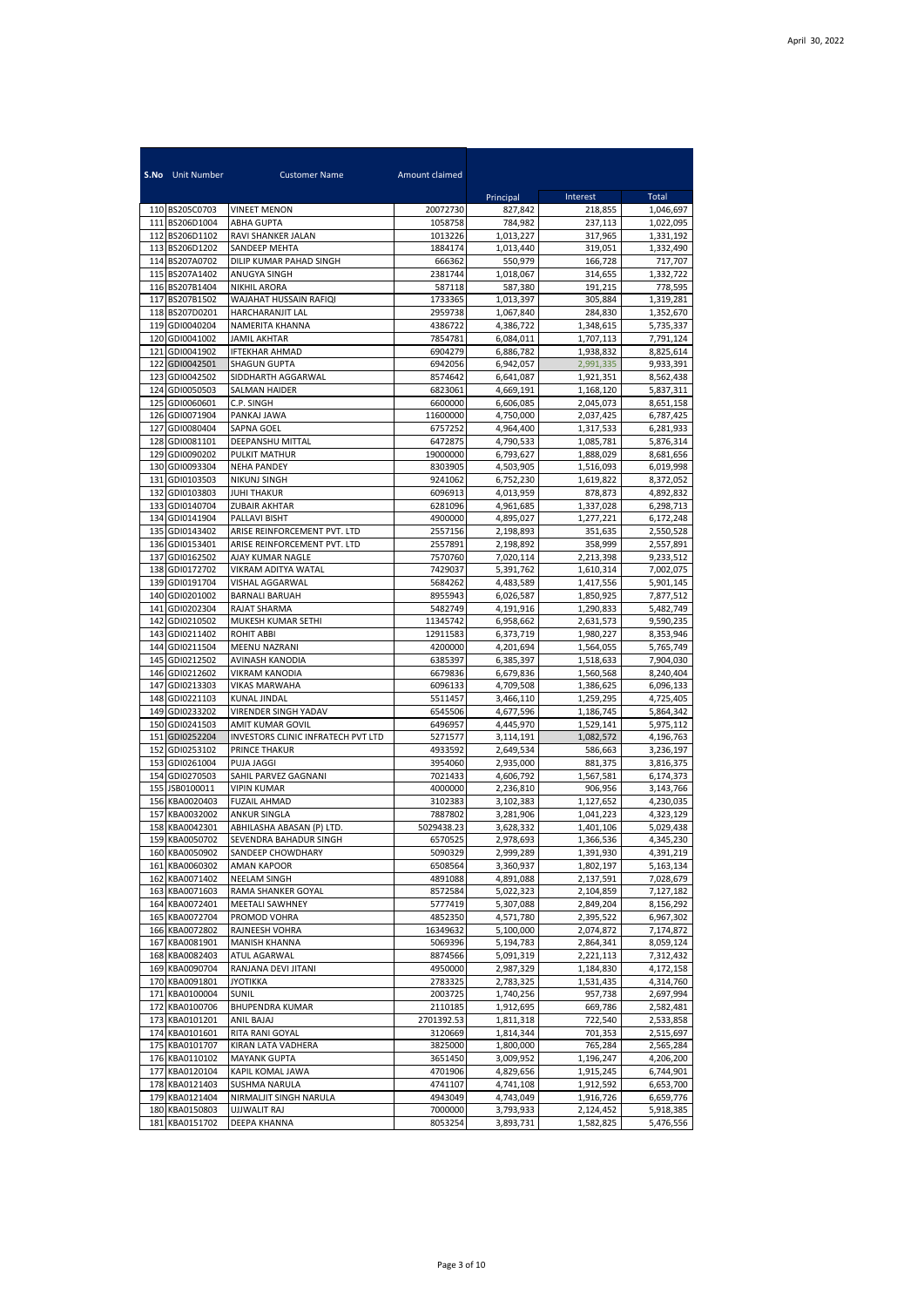April 30, 2022

| S.No | Unit Number | Customer Name | Amount claimed | Principal | Interest | Total |
|---|---|---|---|---|---|---|
| 110 | BS205C0703 | VINEET MENON | 20072730 | 827,842 | 218,855 | 1,046,697 |
| 111 | BS206D1004 | ABHA GUPTA | 1058758 | 784,982 | 237,113 | 1,022,095 |
| 112 | BS206D1102 | RAVI SHANKER JALAN | 1013226 | 1,013,227 | 317,965 | 1,331,192 |
| 113 | BS206D1202 | SANDEEP MEHTA | 1884174 | 1,013,440 | 319,051 | 1,332,490 |
| 114 | BS207A0702 | DILIP KUMAR PAHAD SINGH | 666362 | 550,979 | 166,728 | 717,707 |
| 115 | BS207A1402 | ANUGYA SINGH | 2381744 | 1,018,067 | 314,655 | 1,332,722 |
| 116 | BS207B1404 | NIKHIL ARORA | 587118 | 587,380 | 191,215 | 778,595 |
| 117 | BS207B1502 | WAJAHAT HUSSAIN RAFIQI | 1733365 | 1,013,397 | 305,884 | 1,319,281 |
| 118 | BS207D0201 | HARCHARANJIT LAL | 2959738 | 1,067,840 | 284,830 | 1,352,670 |
| 119 | GDI0040204 | NAMERITA KHANNA | 4386722 | 4,386,722 | 1,348,615 | 5,735,337 |
| 120 | GDI0041002 | JAMIL AKHTAR | 7854781 | 6,084,011 | 1,707,113 | 7,791,124 |
| 121 | GDI0041902 | IFTEKHAR AHMAD | 6904279 | 6,886,782 | 1,938,832 | 8,825,614 |
| 122 | GDI0042501 | SHAGUN GUPTA | 6942056 | 6,942,057 | 2,991,335 | 9,933,391 |
| 123 | GDI0042502 | SIDDHARTH AGGARWAL | 8574642 | 6,641,087 | 1,921,351 | 8,562,438 |
| 124 | GDI0050503 | SALMAN HAIDER | 6823061 | 4,669,191 | 1,168,120 | 5,837,311 |
| 125 | GDI0060601 | C.P. SINGH | 6600000 | 6,606,085 | 2,045,073 | 8,651,158 |
| 126 | GDI0071904 | PANKAJ JAWA | 11600000 | 4,750,000 | 2,037,425 | 6,787,425 |
| 127 | GDI0080404 | SAPNA GOEL | 6757252 | 4,964,400 | 1,317,533 | 6,281,933 |
| 128 | GDI0081101 | DEEPANSHU MITTAL | 6472875 | 4,790,533 | 1,085,781 | 5,876,314 |
| 129 | GDI0090202 | PULKIT MATHUR | 19000000 | 6,793,627 | 1,888,029 | 8,681,656 |
| 130 | GDI0093304 | NEHA PANDEY | 8303905 | 4,503,905 | 1,516,093 | 6,019,998 |
| 131 | GDI0103503 | NIKUNJ SINGH | 9241062 | 6,752,230 | 1,619,822 | 8,372,052 |
| 132 | GDI0103803 | JUHI THAKUR | 6096913 | 4,013,959 | 878,873 | 4,892,832 |
| 133 | GDI0140704 | ZUBAIR AKHTAR | 6281096 | 4,961,685 | 1,337,028 | 6,298,713 |
| 134 | GDI0141904 | PALLAVI BISHT | 4900000 | 4,895,027 | 1,277,221 | 6,172,248 |
| 135 | GDI0143402 | ARISE REINFORCEMENT PVT. LTD | 2557156 | 2,198,893 | 351,635 | 2,550,528 |
| 136 | GDI0153401 | ARISE REINFORCEMENT PVT. LTD | 2557891 | 2,198,892 | 358,999 | 2,557,891 |
| 137 | GDI0162502 | AJAY KUMAR NAGLE | 7570760 | 7,020,114 | 2,213,398 | 9,233,512 |
| 138 | GDI0172702 | VIKRAM ADITYA WATAL | 7429037 | 5,391,762 | 1,610,314 | 7,002,075 |
| 139 | GDI0191704 | VISHAL AGGARWAL | 5684262 | 4,483,589 | 1,417,556 | 5,901,145 |
| 140 | GDI0201002 | BARNALI BARUAH | 8955943 | 6,026,587 | 1,850,925 | 7,877,512 |
| 141 | GDI0202304 | RAJAT SHARMA | 5482749 | 4,191,916 | 1,290,833 | 5,482,749 |
| 142 | GDI0210502 | MUKESH KUMAR SETHI | 11345742 | 6,958,662 | 2,631,573 | 9,590,235 |
| 143 | GDI0211402 | ROHIT ABBI | 12911583 | 6,373,719 | 1,980,227 | 8,353,946 |
| 144 | GDI0211504 | MEENU NAZRANI | 4200000 | 4,201,694 | 1,564,055 | 5,765,749 |
| 145 | GDI0212502 | AVINASH KANODIA | 6385397 | 6,385,397 | 1,518,633 | 7,904,030 |
| 146 | GDI0212602 | VIKRAM KANODIA | 6679836 | 6,679,836 | 1,560,568 | 8,240,404 |
| 147 | GDI0213303 | VIKAS MARWAHA | 6096133 | 4,709,508 | 1,386,625 | 6,096,133 |
| 148 | GDI0221103 | KUNAL JINDAL | 5511457 | 3,466,110 | 1,259,295 | 4,725,405 |
| 149 | GDI0233202 | VIRENDER SINGH YADAV | 6545506 | 4,677,596 | 1,186,745 | 5,864,342 |
| 150 | GDI0241503 | AMIT KUMAR GOVIL | 6496957 | 4,445,970 | 1,529,141 | 5,975,112 |
| 151 | GDI0252204 | INVESTORS CLINIC INFRATECH PVT LTD | 5271577 | 3,114,191 | 1,082,572 | 4,196,763 |
| 152 | GDI0253102 | PRINCE THAKUR | 4933592 | 2,649,534 | 586,663 | 3,236,197 |
| 153 | GDI0261004 | PUJA JAGGI | 3954060 | 2,935,000 | 881,375 | 3,816,375 |
| 154 | GDI0270503 | SAHIL PARVEZ GAGNANI | 7021433 | 4,606,792 | 1,567,581 | 6,174,373 |
| 155 | JSB0100011 | VIPIN KUMAR | 4000000 | 2,236,810 | 906,956 | 3,143,766 |
| 156 | KBA0020403 | FUZAIL AHMAD | 3102383 | 3,102,383 | 1,127,652 | 4,230,035 |
| 157 | KBA0032002 | ANKUR SINGLA | 7887802 | 3,281,906 | 1,041,223 | 4,323,129 |
| 158 | KBA0042301 | ABHILASHA ABASAN (P) LTD. | 5029438.23 | 3,628,332 | 1,401,106 | 5,029,438 |
| 159 | KBA0050702 | SEVENDRA BAHADUR SINGH | 6570525 | 2,978,693 | 1,366,536 | 4,345,230 |
| 160 | KBA0050902 | SANDEEP CHOWDHARY | 5090329 | 2,999,289 | 1,391,930 | 4,391,219 |
| 161 | KBA0060302 | AMAN KAPOOR | 6508564 | 3,360,937 | 1,802,197 | 5,163,134 |
| 162 | KBA0071402 | NEELAM SINGH | 4891088 | 4,891,088 | 2,137,591 | 7,028,679 |
| 163 | KBA0071603 | RAMA SHANKER GOYAL | 8572584 | 5,022,323 | 2,104,859 | 7,127,182 |
| 164 | KBA0072401 | MEETALI SAWHNEY | 5777419 | 5,307,088 | 2,849,204 | 8,156,292 |
| 165 | KBA0072704 | PROMOD VOHRA | 4852350 | 4,571,780 | 2,395,522 | 6,967,302 |
| 166 | KBA0072802 | RAJNEESH VOHRA | 16349632 | 5,100,000 | 2,074,872 | 7,174,872 |
| 167 | KBA0081901 | MANISH KHANNA | 5069396 | 5,194,783 | 2,864,341 | 8,059,124 |
| 168 | KBA0082403 | ATUL AGARWAL | 8874566 | 5,091,319 | 2,221,113 | 7,312,432 |
| 169 | KBA0090704 | RANJANA DEVI JITANI | 4950000 | 2,987,329 | 1,184,830 | 4,172,158 |
| 170 | KBA0091801 | JYOTIKKA | 2783325 | 2,783,325 | 1,531,435 | 4,314,760 |
| 171 | KBA0100004 | SUNIL | 2003725 | 1,740,256 | 957,738 | 2,697,994 |
| 172 | KBA0100706 | BHUPENDRA KUMAR | 2110185 | 1,912,695 | 669,786 | 2,582,481 |
| 173 | KBA0101201 | ANIL BAJAJ | 2701392.53 | 1,811,318 | 722,540 | 2,533,858 |
| 174 | KBA0101601 | RITA RANI GOYAL | 3120669 | 1,814,344 | 701,353 | 2,515,697 |
| 175 | KBA0101707 | KIRAN LATA VADHERA | 3825000 | 1,800,000 | 765,284 | 2,565,284 |
| 176 | KBA0110102 | MAYANK GUPTA | 3651450 | 3,009,952 | 1,196,247 | 4,206,200 |
| 177 | KBA0120104 | KAPIL KOMAL JAWA | 4701906 | 4,829,656 | 1,915,245 | 6,744,901 |
| 178 | KBA0121403 | SUSHMA NARULA | 4741107 | 4,741,108 | 1,912,592 | 6,653,700 |
| 179 | KBA0121404 | NIRMALJIT SINGH NARULA | 4943049 | 4,743,049 | 1,916,726 | 6,659,776 |
| 180 | KBA0150803 | UJJWALIT RAJ | 7000000 | 3,793,933 | 2,124,452 | 5,918,385 |
| 181 | KBA0151702 | DEEPA KHANNA | 8053254 | 3,893,731 | 1,582,825 | 5,476,556 |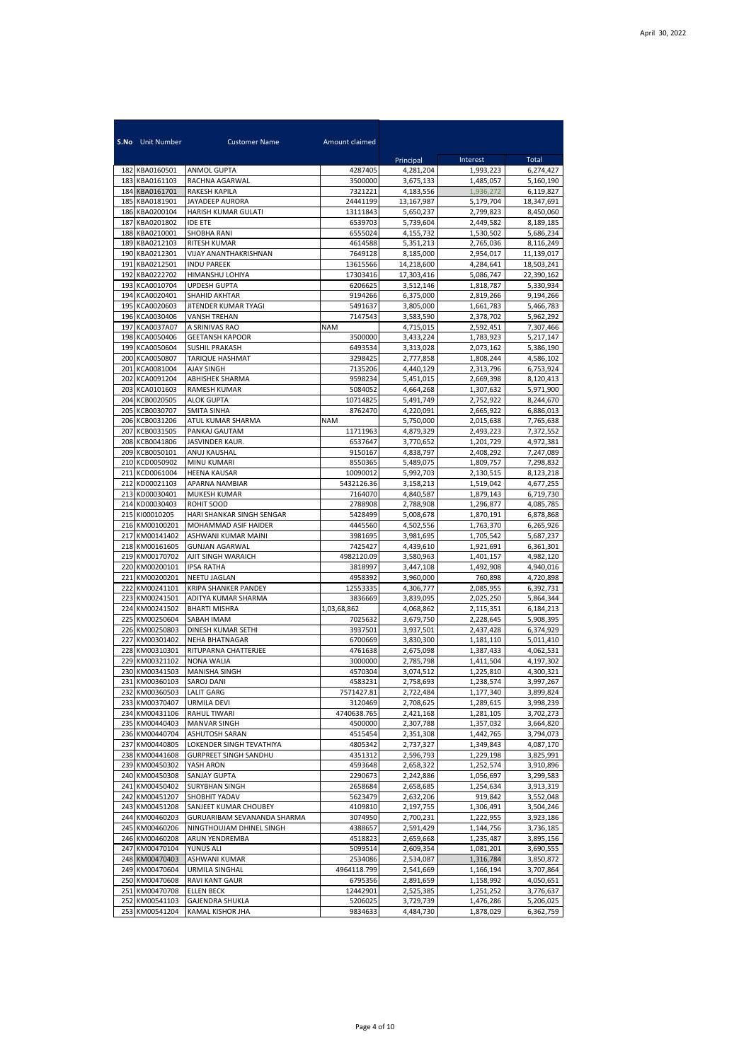April 30, 2022

| S.No | Unit Number | Customer Name | Amount claimed | Principal | Interest | Total |
|---|---|---|---|---|---|---|
| 182 | KBA0160501 | ANMOL GUPTA | 4287405 | 4,281,204 | 1,993,223 | 6,274,427 |
| 183 | KBA0161103 | RACHNA AGARWAL | 3500000 | 3,675,133 | 1,485,057 | 5,160,190 |
| 184 | KBA0161701 | RAKESH KAPILA | 7321221 | 4,183,556 | 1,936,272 | 6,119,827 |
| 185 | KBA0181901 | JAYADEEP AURORA | 24441199 | 13,167,987 | 5,179,704 | 18,347,691 |
| 186 | KBA0200104 | HARISH KUMAR GULATI | 13111843 | 5,650,237 | 2,799,823 | 8,450,060 |
| 187 | KBA0201802 | IDE ETE | 6539703 | 5,739,604 | 2,449,582 | 8,189,185 |
| 188 | KBA0210001 | SHOBHA RANI | 6555024 | 4,155,732 | 1,530,502 | 5,686,234 |
| 189 | KBA0212103 | RITESH KUMAR | 4614588 | 5,351,213 | 2,765,036 | 8,116,249 |
| 190 | KBA0212301 | VIJAY ANANTHAKRISHNAN | 7649128 | 8,185,000 | 2,954,017 | 11,139,017 |
| 191 | KBA0212501 | INDU PAREEK | 13615566 | 14,218,600 | 4,284,641 | 18,503,241 |
| 192 | KBA0222702 | HIMANSHU LOHIYA | 17303416 | 17,303,416 | 5,086,747 | 22,390,162 |
| 193 | KCA0010704 | UPDESH GUPTA | 6206625 | 3,512,146 | 1,818,787 | 5,330,934 |
| 194 | KCA0020401 | SHAHID AKHTAR | 9194266 | 6,375,000 | 2,819,266 | 9,194,266 |
| 195 | KCA0020603 | JITENDER KUMAR TYAGI | 5491637 | 3,805,000 | 1,661,783 | 5,466,783 |
| 196 | KCA0030406 | VANSH TREHAN | 7147543 | 3,583,590 | 2,378,702 | 5,962,292 |
| 197 | KCA0037A07 | A SRINIVAS RAO | NAM | 4,715,015 | 2,592,451 | 7,307,466 |
| 198 | KCA0050406 | GEETANSH KAPOOR | 3500000 | 3,433,224 | 1,783,923 | 5,217,147 |
| 199 | KCA0050604 | SUSHIL PRAKASH | 6493534 | 3,313,028 | 2,073,162 | 5,386,190 |
| 200 | KCA0050807 | TARIQUE HASHMAT | 3298425 | 2,777,858 | 1,808,244 | 4,586,102 |
| 201 | KCA0081004 | AJAY SINGH | 7135206 | 4,440,129 | 2,313,796 | 6,753,924 |
| 202 | KCA0091204 | ABHISHEK SHARMA | 9598234 | 5,451,015 | 2,669,398 | 8,120,413 |
| 203 | KCA0101603 | RAMESH KUMAR | 5084052 | 4,664,268 | 1,307,632 | 5,971,900 |
| 204 | KCB0020505 | ALOK GUPTA | 10714825 | 5,491,749 | 2,752,922 | 8,244,670 |
| 205 | KCB0030707 | SMITA SINHA | 8762470 | 4,220,091 | 2,665,922 | 6,886,013 |
| 206 | KCB0031206 | ATUL KUMAR SHARMA | NAM | 5,750,000 | 2,015,638 | 7,765,638 |
| 207 | KCB0031505 | PANKAJ GAUTAM | 11711963 | 4,879,329 | 2,493,223 | 7,372,552 |
| 208 | KCB0041806 | JASVINDER KAUR. | 6537647 | 3,770,652 | 1,201,729 | 4,972,381 |
| 209 | KCB0050101 | ANUJ KAUSHAL | 9150167 | 4,838,797 | 2,408,292 | 7,247,089 |
| 210 | KCD0050902 | MINU KUMARI | 8550365 | 5,489,075 | 1,809,757 | 7,298,832 |
| 211 | KCD0061004 | HEENA KAUSAR | 10090012 | 5,992,703 | 2,130,515 | 8,123,218 |
| 212 | KD00021103 | APARNA NAMBIAR | 5432126.36 | 3,158,213 | 1,519,042 | 4,677,255 |
| 213 | KD00030401 | MUKESH KUMAR | 7164070 | 4,840,587 | 1,879,143 | 6,719,730 |
| 214 | KD00030403 | ROHIT SOOD | 2788908 | 2,788,908 | 1,296,877 | 4,085,785 |
| 215 | KI00010205 | HARI SHANKAR SINGH SENGAR | 5428499 | 5,008,678 | 1,870,191 | 6,878,868 |
| 216 | KM00100201 | MOHAMMAD ASIF HAIDER | 4445560 | 4,502,556 | 1,763,370 | 6,265,926 |
| 217 | KM00141402 | ASHWANI KUMAR MAINI | 3981695 | 3,981,695 | 1,705,542 | 5,687,237 |
| 218 | KM00161605 | GUNJAN AGARWAL | 7425427 | 4,439,610 | 1,921,691 | 6,361,301 |
| 219 | KM00170702 | AJIT SINGH WARAICH | 4982120.09 | 3,580,963 | 1,401,157 | 4,982,120 |
| 220 | KM00200101 | IPSA RATHA | 3818997 | 3,447,108 | 1,492,908 | 4,940,016 |
| 221 | KM00200201 | NEETU JAGLAN | 4958392 | 3,960,000 | 760,898 | 4,720,898 |
| 222 | KM00241101 | KRIPA SHANKER PANDEY | 12553335 | 4,306,777 | 2,085,955 | 6,392,731 |
| 223 | KM00241501 | ADITYA KUMAR SHARMA | 3836669 | 3,839,095 | 2,025,250 | 5,864,344 |
| 224 | KM00241502 | BHARTI MISHRA | 1,03,68,862 | 4,068,862 | 2,115,351 | 6,184,213 |
| 225 | KM00250604 | SABAH IMAM | 7025632 | 3,679,750 | 2,228,645 | 5,908,395 |
| 226 | KM00250803 | DINESH KUMAR SETHI | 3937501 | 3,937,501 | 2,437,428 | 6,374,929 |
| 227 | KM00301402 | NEHA BHATNAGAR | 6700669 | 3,830,300 | 1,181,110 | 5,011,410 |
| 228 | KM00310301 | RITUPARNA CHATTERJEE | 4761638 | 2,675,098 | 1,387,433 | 4,062,531 |
| 229 | KM00321102 | NONA WALIA | 3000000 | 2,785,798 | 1,411,504 | 4,197,302 |
| 230 | KM00341503 | MANISHA SINGH | 4570304 | 3,074,512 | 1,225,810 | 4,300,321 |
| 231 | KM00360103 | SAROJ DANI | 4583231 | 2,758,693 | 1,238,574 | 3,997,267 |
| 232 | KM00360503 | LALIT GARG | 7571427.81 | 2,722,484 | 1,177,340 | 3,899,824 |
| 233 | KM00370407 | URMILA DEVI | 3120469 | 2,708,625 | 1,289,615 | 3,998,239 |
| 234 | KM00431106 | RAHUL TIWARI | 4740638.765 | 2,421,168 | 1,281,105 | 3,702,273 |
| 235 | KM00440403 | MANVAR SINGH | 4500000 | 2,307,788 | 1,357,032 | 3,664,820 |
| 236 | KM00440704 | ASHUTOSH SARAN | 4515454 | 2,351,308 | 1,442,765 | 3,794,073 |
| 237 | KM00440805 | LOKENDER SINGH TEVATHIYA | 4805342 | 2,737,327 | 1,349,843 | 4,087,170 |
| 238 | KM00441608 | GURPREET SINGH SANDHU | 4351312 | 2,596,793 | 1,229,198 | 3,825,991 |
| 239 | KM00450302 | YASH ARON | 4593648 | 2,658,322 | 1,252,574 | 3,910,896 |
| 240 | KM00450308 | SANJAY GUPTA | 2290673 | 2,242,886 | 1,056,697 | 3,299,583 |
| 241 | KM00450402 | SURYBHAN SINGH | 2658684 | 2,658,685 | 1,254,634 | 3,913,319 |
| 242 | KM00451207 | SHOBHIT YADAV | 5623479 | 2,632,206 | 919,842 | 3,552,048 |
| 243 | KM00451208 | SANJEET KUMAR CHOUBEY | 4109810 | 2,197,755 | 1,306,491 | 3,504,246 |
| 244 | KM00460203 | GURUARIBAM SEVANANDA SHARMA | 3074950 | 2,700,231 | 1,222,955 | 3,923,186 |
| 245 | KM00460206 | NINGTHOUJAM DHINEL SINGH | 4388657 | 2,591,429 | 1,144,756 | 3,736,185 |
| 246 | KM00460208 | ARUN YENDREMBA | 4518823 | 2,659,668 | 1,235,487 | 3,895,156 |
| 247 | KM00470104 | YUNUS ALI | 5099514 | 2,609,354 | 1,081,201 | 3,690,555 |
| 248 | KM00470403 | ASHWANI KUMAR | 2534086 | 2,534,087 | 1,316,784 | 3,850,872 |
| 249 | KM00470604 | URMILA SINGHAL | 4964118.799 | 2,541,669 | 1,166,194 | 3,707,864 |
| 250 | KM00470608 | RAVI KANT GAUR | 6795356 | 2,891,659 | 1,158,992 | 4,050,651 |
| 251 | KM00470708 | ELLEN BECK | 12442901 | 2,525,385 | 1,251,252 | 3,776,637 |
| 252 | KM00541103 | GAJENDRA SHUKLA | 5206025 | 3,729,739 | 1,476,286 | 5,206,025 |
| 253 | KM00541204 | KAMAL KISHOR JHA | 9834633 | 4,484,730 | 1,878,029 | 6,362,759 |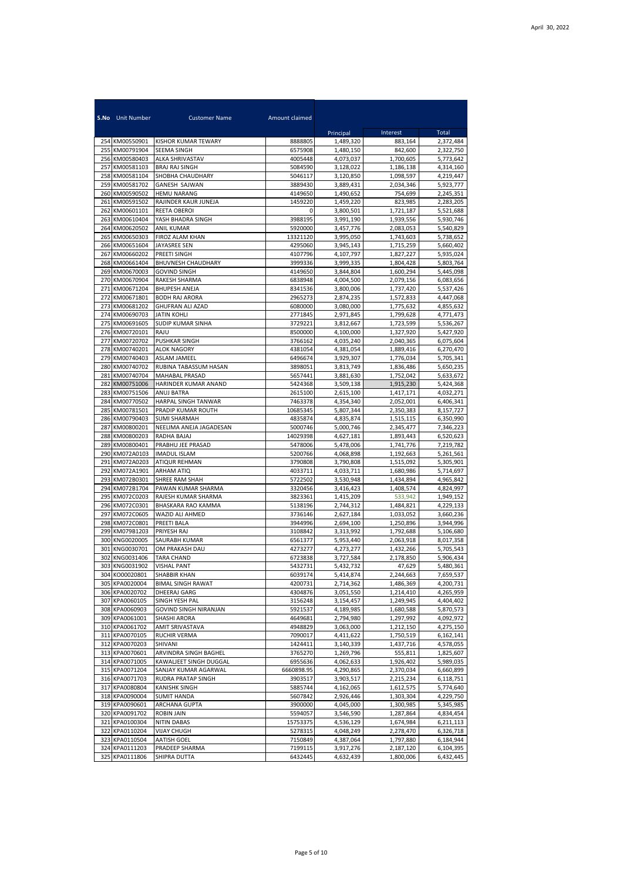April 30, 2022

| S.No | Unit Number | Customer Name | Amount claimed | Principal | Interest | Total |
|---|---|---|---|---|---|---|
| 254 | KM00550901 | KISHOR KUMAR TEWARY | 8888805 | 1,489,320 | 883,164 | 2,372,484 |
| 255 | KM00791904 | SEEMA SINGH | 6575908 | 1,480,150 | 842,600 | 2,322,750 |
| 256 | KM00580403 | ALKA SHRIVASTAV | 4005448 | 4,073,037 | 1,700,605 | 5,773,642 |
| 257 | KM00581103 | BRAJ RAJ SINGH | 5084590 | 3,128,022 | 1,186,138 | 4,314,160 |
| 258 | KM00581104 | SHOBHA CHAUDHARY | 5046117 | 3,120,850 | 1,098,597 | 4,219,447 |
| 259 | KM00581702 | GANESH SAJWAN | 3889430 | 3,889,431 | 2,034,346 | 5,923,777 |
| 260 | KM00590502 | HEMU NARANG | 4149650 | 1,490,652 | 754,699 | 2,245,351 |
| 261 | KM00591502 | RAJINDER KAUR JUNEJA | 1459220 | 1,459,220 | 823,985 | 2,283,205 |
| 262 | KM00601101 | REETA OBEROI | 0 | 3,800,501 | 1,721,187 | 5,521,688 |
| 263 | KM00610404 | YASH BHADRA SINGH | 3988195 | 3,991,190 | 1,939,556 | 5,930,746 |
| 264 | KM00620502 | ANIL KUMAR | 5920000 | 3,457,776 | 2,083,053 | 5,540,829 |
| 265 | KM00650303 | FIROZ ALAM KHAN | 13321120 | 3,995,050 | 1,743,603 | 5,738,652 |
| 266 | KM00651604 | JAYASREE SEN | 4295060 | 3,945,143 | 1,715,259 | 5,660,402 |
| 267 | KM00660202 | PREETI SINGH | 4107796 | 4,107,797 | 1,827,227 | 5,935,024 |
| 268 | KM00661404 | BHUVNESH CHAUDHARY | 3999336 | 3,999,335 | 1,804,428 | 5,803,764 |
| 269 | KM00670003 | GOVIND SINGH | 4149650 | 3,844,804 | 1,600,294 | 5,445,098 |
| 270 | KM00670904 | RAKESH SHARMA | 6838948 | 4,004,500 | 2,079,156 | 6,083,656 |
| 271 | KM00671204 | BHUPESH ANEJA | 8341536 | 3,800,006 | 1,737,420 | 5,537,426 |
| 272 | KM00671801 | BODH RAJ ARORA | 2965273 | 2,874,235 | 1,572,833 | 4,447,068 |
| 273 | KM00681202 | GHUFRAN ALI AZAD | 6080000 | 3,080,000 | 1,775,632 | 4,855,632 |
| 274 | KM00690703 | JATIN KOHLI | 2771845 | 2,971,845 | 1,799,628 | 4,771,473 |
| 275 | KM00691605 | SUDIP KUMAR SINHA | 3729221 | 3,812,667 | 1,723,599 | 5,536,267 |
| 276 | KM00720101 | RAJU | 8500000 | 4,100,000 | 1,327,920 | 5,427,920 |
| 277 | KM00720702 | PUSHKAR SINGH | 3766162 | 4,035,240 | 2,040,365 | 6,075,604 |
| 278 | KM00740201 | ALOK NAGORY | 4381054 | 4,381,054 | 1,889,416 | 6,270,470 |
| 279 | KM00740403 | ASLAM JAMEEL | 6496674 | 3,929,307 | 1,776,034 | 5,705,341 |
| 280 | KM00740702 | RUBINA TABASSUM HASAN | 3898051 | 3,813,749 | 1,836,486 | 5,650,235 |
| 281 | KM00740704 | MAHABAL PRASAD | 5657441 | 3,881,630 | 1,752,042 | 5,633,672 |
| 282 | KM00751006 | HARINDER KUMAR ANAND | 5424368 | 3,509,138 | 1,915,230 | 5,424,368 |
| 283 | KM00751506 | ANUJ BATRA | 2615100 | 2,615,100 | 1,417,171 | 4,032,271 |
| 284 | KM00770502 | HARPAL SINGH TANWAR | 7463378 | 4,354,340 | 2,052,001 | 6,406,341 |
| 285 | KM00781501 | PRADIP KUMAR ROUTH | 10685345 | 5,807,344 | 2,350,383 | 8,157,727 |
| 286 | KM00790403 | SUMI SHARMAH | 4835874 | 4,835,874 | 1,515,115 | 6,350,990 |
| 287 | KM00800201 | NEELIMA ANEJA JAGADESAN | 5000746 | 5,000,746 | 2,345,477 | 7,346,223 |
| 288 | KM00800203 | RADHA BAJAJ | 14029398 | 4,627,181 | 1,893,443 | 6,520,623 |
| 289 | KM00800401 | PRABHU JEE PRASAD | 5478006 | 5,478,006 | 1,741,776 | 7,219,782 |
| 290 | KM072A0103 | IMADUL ISLAM | 5200766 | 4,068,898 | 1,192,663 | 5,261,561 |
| 291 | KM072A0203 | ATIQUR REHMAN | 3790808 | 3,790,808 | 1,515,092 | 5,305,901 |
| 292 | KM072A1901 | ARHAM ATIQ | 4033711 | 4,033,711 | 1,680,986 | 5,714,697 |
| 293 | KM072B0301 | SHREE RAM SHAH | 5722502 | 3,530,948 | 1,434,894 | 4,965,842 |
| 294 | KM072B1704 | PAWAN KUMAR SHARMA | 3320456 | 3,416,423 | 1,408,574 | 4,824,997 |
| 295 | KM072C0203 | RAJESH KUMAR SHARMA | 3823361 | 1,415,209 | 533,942 | 1,949,152 |
| 296 | KM072C0301 | BHASKARA RAO KAMMA | 5138196 | 2,744,312 | 1,484,821 | 4,229,133 |
| 297 | KM072C0605 | WAZID ALI AHMED | 3736146 | 2,627,184 | 1,033,052 | 3,660,236 |
| 298 | KM072C0801 | PREETI BALA | 3944996 | 2,694,100 | 1,250,896 | 3,944,996 |
| 299 | KM079B1203 | PRIYESH RAJ | 3108842 | 3,313,992 | 1,792,688 | 5,106,680 |
| 300 | KNG0020005 | SAURABH KUMAR | 6561377 | 5,953,440 | 2,063,918 | 8,017,358 |
| 301 | KNG0030701 | OM PRAKASH DAU | 4273277 | 4,273,277 | 1,432,266 | 5,705,543 |
| 302 | KNG0031406 | TARA CHAND | 6723838 | 3,727,584 | 2,178,850 | 5,906,434 |
| 303 | KNG0031902 | VISHAL PANT | 5432731 | 5,432,732 | 47,629 | 5,480,361 |
| 304 | KO00020801 | SHABBIR KHAN | 6039174 | 5,414,874 | 2,244,663 | 7,659,537 |
| 305 | KPA0020004 | BIMAL SINGH RAWAT | 4200731 | 2,714,362 | 1,486,369 | 4,200,731 |
| 306 | KPA0020702 | DHEERAJ GARG | 4304876 | 3,051,550 | 1,214,410 | 4,265,959 |
| 307 | KPA0060105 | SINGH YESH PAL | 3156248 | 3,154,457 | 1,249,945 | 4,404,402 |
| 308 | KPA0060903 | GOVIND SINGH NIRANJAN | 5921537 | 4,189,985 | 1,680,588 | 5,870,573 |
| 309 | KPA0061001 | SHASHI ARORA | 4649681 | 2,794,980 | 1,297,992 | 4,092,972 |
| 310 | KPA0061702 | AMIT SRIVASTAVA | 4948829 | 3,063,000 | 1,212,150 | 4,275,150 |
| 311 | KPA0070105 | RUCHIR VERMA | 7090017 | 4,411,622 | 1,750,519 | 6,162,141 |
| 312 | KPA0070203 | SHIVANI | 1424411 | 3,140,339 | 1,437,716 | 4,578,055 |
| 313 | KPA0070601 | ARVINDRA SINGH BAGHEL | 3765270 | 1,269,796 | 555,811 | 1,825,607 |
| 314 | KPA0071005 | KAWALJEET SINGH DUGGAL | 6955636 | 4,062,633 | 1,926,402 | 5,989,035 |
| 315 | KPA0071204 | SANJAY KUMAR AGARWAL | 6660898.95 | 4,290,865 | 2,370,034 | 6,660,899 |
| 316 | KPA0071703 | RUDRA PRATAP SINGH | 3903517 | 3,903,517 | 2,215,234 | 6,118,751 |
| 317 | KPA0080804 | KANISHK SINGH | 5885744 | 4,162,065 | 1,612,575 | 5,774,640 |
| 318 | KPA0090004 | SUMIT HANDA | 5607842 | 2,926,446 | 1,303,304 | 4,229,750 |
| 319 | KPA0090601 | ARCHANA GUPTA | 3900000 | 4,045,000 | 1,300,985 | 5,345,985 |
| 320 | KPA0091702 | ROBIN JAIN | 5594057 | 3,546,590 | 1,287,864 | 4,834,454 |
| 321 | KPA0100304 | NITIN DABAS | 15753375 | 4,536,129 | 1,674,984 | 6,211,113 |
| 322 | KPA0110204 | VIJAY CHUGH | 5278315 | 4,048,249 | 2,278,470 | 6,326,718 |
| 323 | KPA0110504 | AATISH GOEL | 7150849 | 4,387,064 | 1,797,880 | 6,184,944 |
| 324 | KPA0111203 | PRADEEP SHARMA | 7199115 | 3,917,276 | 2,187,120 | 6,104,395 |
| 325 | KPA0111806 | SHIPRA DUTTA | 6432445 | 4,632,439 | 1,800,006 | 6,432,445 |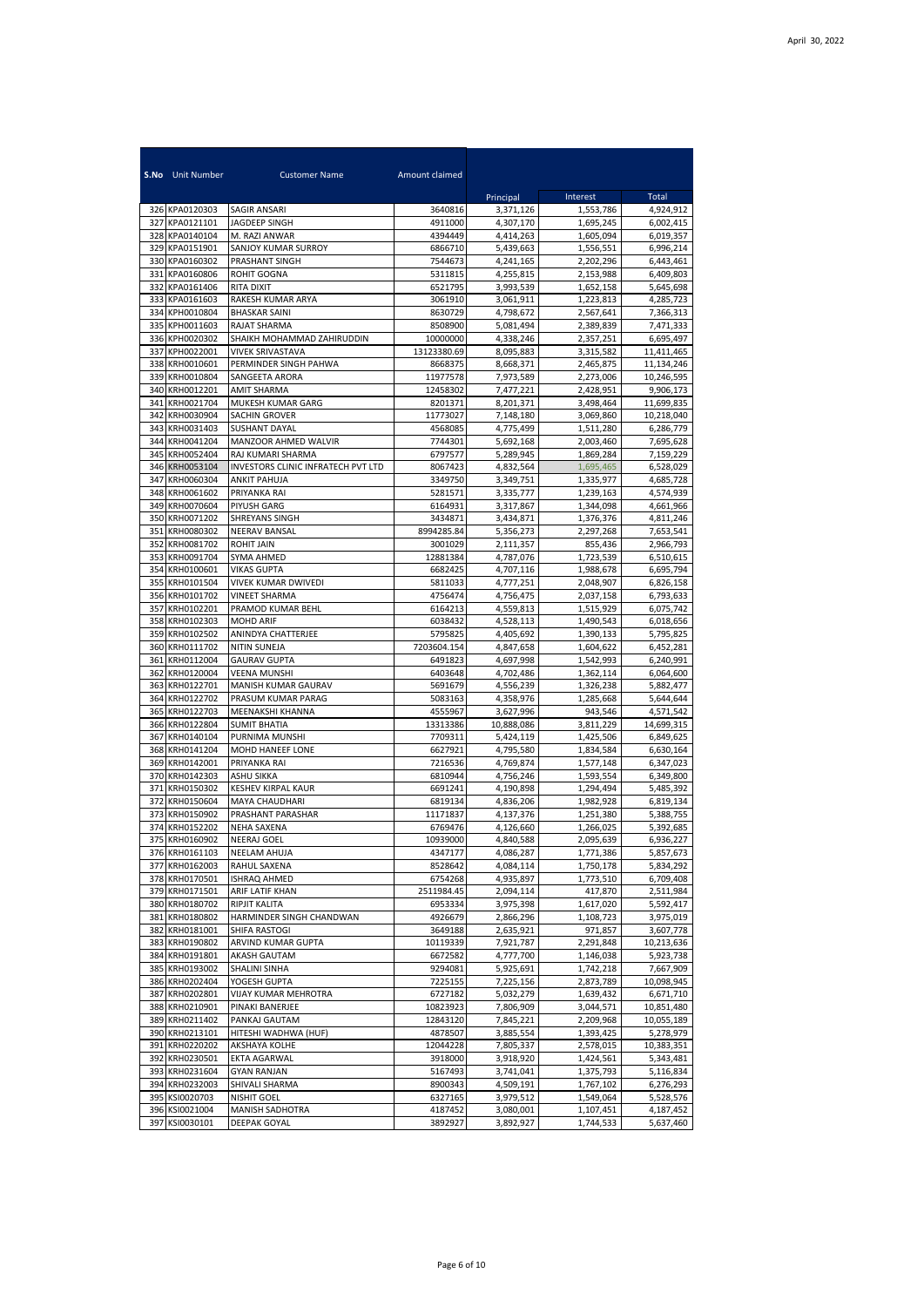April 30, 2022

| S.No | Unit Number | Customer Name | Amount claimed | Principal | Interest | Total |
|---|---|---|---|---|---|---|
| 326 | KPA0120303 | SAGIR ANSARI | 3640816 | 3,371,126 | 1,553,786 | 4,924,912 |
| 327 | KPA0121101 | JAGDEEP SINGH | 4911000 | 4,307,170 | 1,695,245 | 6,002,415 |
| 328 | KPA0140104 | M. RAZI ANWAR | 4394449 | 4,414,263 | 1,605,094 | 6,019,357 |
| 329 | KPA0151901 | SANJOY KUMAR SURROY | 6866710 | 5,439,663 | 1,556,551 | 6,996,214 |
| 330 | KPA0160302 | PRASHANT SINGH | 7544673 | 4,241,165 | 2,202,296 | 6,443,461 |
| 331 | KPA0160806 | ROHIT GOGNA | 5311815 | 4,255,815 | 2,153,988 | 6,409,803 |
| 332 | KPA0161406 | RITA DIXIT | 6521795 | 3,993,539 | 1,652,158 | 5,645,698 |
| 333 | KPA0161603 | RAKESH KUMAR ARYA | 3061910 | 3,061,911 | 1,223,813 | 4,285,723 |
| 334 | KPH0010804 | BHASKAR SAINI | 8630729 | 4,798,672 | 2,567,641 | 7,366,313 |
| 335 | KPH0011603 | RAJAT SHARMA | 8508900 | 5,081,494 | 2,389,839 | 7,471,333 |
| 336 | KPH0020302 | SHAIKH MOHAMMAD ZAHIRUDDIN | 10000000 | 4,338,246 | 2,357,251 | 6,695,497 |
| 337 | KPH0022001 | VIVEK SRIVASTAVA | 13123380.69 | 8,095,883 | 3,315,582 | 11,411,465 |
| 338 | KRH0010601 | PERMINDER SINGH PAHWA | 8668375 | 8,668,371 | 2,465,875 | 11,134,246 |
| 339 | KRH0010804 | SANGEETA ARORA | 11977578 | 7,973,589 | 2,273,006 | 10,246,595 |
| 340 | KRH0012201 | AMIT SHARMA | 12458302 | 7,477,221 | 2,428,951 | 9,906,173 |
| 341 | KRH0021704 | MUKESH KUMAR GARG | 8201371 | 8,201,371 | 3,498,464 | 11,699,835 |
| 342 | KRH0030904 | SACHIN GROVER | 11773027 | 7,148,180 | 3,069,860 | 10,218,040 |
| 343 | KRH0031403 | SUSHANT DAYAL | 4568085 | 4,775,499 | 1,511,280 | 6,286,779 |
| 344 | KRH0041204 | MANZOOR AHMED WALVIR | 7744301 | 5,692,168 | 2,003,460 | 7,695,628 |
| 345 | KRH0052404 | RAJ KUMARI SHARMA | 6797577 | 5,289,945 | 1,869,284 | 7,159,229 |
| 346 | KRH0053104 | INVESTORS CLINIC INFRATECH PVT LTD | 8067423 | 4,832,564 | 1,695,465 | 6,528,029 |
| 347 | KRH0060304 | ANKIT PAHUJA | 3349750 | 3,349,751 | 1,335,977 | 4,685,728 |
| 348 | KRH0061602 | PRIYANKA RAI | 5281571 | 3,335,777 | 1,239,163 | 4,574,939 |
| 349 | KRH0070604 | PIYUSH GARG | 6164931 | 3,317,867 | 1,344,098 | 4,661,966 |
| 350 | KRH0071202 | SHREYANS SINGH | 3434871 | 3,434,871 | 1,376,376 | 4,811,246 |
| 351 | KRH0080302 | NEERAV BANSAL | 8994285.84 | 5,356,273 | 2,297,268 | 7,653,541 |
| 352 | KRH0081702 | ROHIT JAIN | 3001029 | 2,111,357 | 855,436 | 2,966,793 |
| 353 | KRH0091704 | SYMA AHMED | 12881384 | 4,787,076 | 1,723,539 | 6,510,615 |
| 354 | KRH0100601 | VIKAS GUPTA | 6682425 | 4,707,116 | 1,988,678 | 6,695,794 |
| 355 | KRH0101504 | VIVEK KUMAR DWIVEDI | 5811033 | 4,777,251 | 2,048,907 | 6,826,158 |
| 356 | KRH0101702 | VINEET SHARMA | 4756474 | 4,756,475 | 2,037,158 | 6,793,633 |
| 357 | KRH0102201 | PRAMOD KUMAR BEHL | 6164213 | 4,559,813 | 1,515,929 | 6,075,742 |
| 358 | KRH0102303 | MOHD ARIF | 6038432 | 4,528,113 | 1,490,543 | 6,018,656 |
| 359 | KRH0102502 | ANINDYA CHATTERJEE | 5795825 | 4,405,692 | 1,390,133 | 5,795,825 |
| 360 | KRH0111702 | NITIN SUNEJA | 7203604.154 | 4,847,658 | 1,604,622 | 6,452,281 |
| 361 | KRH0112004 | GAURAV GUPTA | 6491823 | 4,697,998 | 1,542,993 | 6,240,991 |
| 362 | KRH0120004 | VEENA MUNSHI | 6403648 | 4,702,486 | 1,362,114 | 6,064,600 |
| 363 | KRH0122701 | MANISH KUMAR GAURAV | 5691679 | 4,556,239 | 1,326,238 | 5,882,477 |
| 364 | KRH0122702 | PRASUM KUMAR PARAG | 5083163 | 4,358,976 | 1,285,668 | 5,644,644 |
| 365 | KRH0122703 | MEENAKSHI KHANNA | 4555967 | 3,627,996 | 943,546 | 4,571,542 |
| 366 | KRH0122804 | SUMIT BHATIA | 13313386 | 10,888,086 | 3,811,229 | 14,699,315 |
| 367 | KRH0140104 | PURNIMA MUNSHI | 7709311 | 5,424,119 | 1,425,506 | 6,849,625 |
| 368 | KRH0141204 | MOHD HANEEF LONE | 6627921 | 4,795,580 | 1,834,584 | 6,630,164 |
| 369 | KRH0142001 | PRIYANKA RAI | 7216536 | 4,769,874 | 1,577,148 | 6,347,023 |
| 370 | KRH0142303 | ASHU SIKKA | 6810944 | 4,756,246 | 1,593,554 | 6,349,800 |
| 371 | KRH0150302 | KESHEV KIRPAL KAUR | 6691241 | 4,190,898 | 1,294,494 | 5,485,392 |
| 372 | KRH0150604 | MAYA CHAUDHARI | 6819134 | 4,836,206 | 1,982,928 | 6,819,134 |
| 373 | KRH0150902 | PRASHANT PARASHAR | 11171837 | 4,137,376 | 1,251,380 | 5,388,755 |
| 374 | KRH0152202 | NEHA SAXENA | 6769476 | 4,126,660 | 1,266,025 | 5,392,685 |
| 375 | KRH0160902 | NEERAJ GOEL | 10939000 | 4,840,588 | 2,095,639 | 6,936,227 |
| 376 | KRH0161103 | NEELAM AHUJA | 4347177 | 4,086,287 | 1,771,386 | 5,857,673 |
| 377 | KRH0162003 | RAHUL SAXENA | 8528642 | 4,084,114 | 1,750,178 | 5,834,292 |
| 378 | KRH0170501 | ISHRAQ AHMED | 6754268 | 4,935,897 | 1,773,510 | 6,709,408 |
| 379 | KRH0171501 | ARIF LATIF KHAN | 2511984.45 | 2,094,114 | 417,870 | 2,511,984 |
| 380 | KRH0180702 | RIPJIT KALITA | 6953334 | 3,975,398 | 1,617,020 | 5,592,417 |
| 381 | KRH0180802 | HARMINDER SINGH CHANDWAN | 4926679 | 2,866,296 | 1,108,723 | 3,975,019 |
| 382 | KRH0181001 | SHIFA RASTOGI | 3649188 | 2,635,921 | 971,857 | 3,607,778 |
| 383 | KRH0190802 | ARVIND KUMAR GUPTA | 10119339 | 7,921,787 | 2,291,848 | 10,213,636 |
| 384 | KRH0191801 | AKASH GAUTAM | 6672582 | 4,777,700 | 1,146,038 | 5,923,738 |
| 385 | KRH0193002 | SHALINI SINHA | 9294081 | 5,925,691 | 1,742,218 | 7,667,909 |
| 386 | KRH0202404 | YOGESH GUPTA | 7225155 | 7,225,156 | 2,873,789 | 10,098,945 |
| 387 | KRH0202801 | VIJAY KUMAR MEHROTRA | 6727182 | 5,032,279 | 1,639,432 | 6,671,710 |
| 388 | KRH0210901 | PINAKI BANERJEE | 10823923 | 7,806,909 | 3,044,571 | 10,851,480 |
| 389 | KRH0211402 | PANKAJ GAUTAM | 12843120 | 7,845,221 | 2,209,968 | 10,055,189 |
| 390 | KRH0213101 | HITESHI WADHWA (HUF) | 4878507 | 3,885,554 | 1,393,425 | 5,278,979 |
| 391 | KRH0220202 | AKSHAYA KOLHE | 12044228 | 7,805,337 | 2,578,015 | 10,383,351 |
| 392 | KRH0230501 | EKTA AGARWAL | 3918000 | 3,918,920 | 1,424,561 | 5,343,481 |
| 393 | KRH0231604 | GYAN RANJAN | 5167493 | 3,741,041 | 1,375,793 | 5,116,834 |
| 394 | KRH0232003 | SHIVALI SHARMA | 8900343 | 4,509,191 | 1,767,102 | 6,276,293 |
| 395 | KSI0020703 | NISHIT GOEL | 6327165 | 3,979,512 | 1,549,064 | 5,528,576 |
| 396 | KSI0021004 | MANISH SADHOTRA | 4187452 | 3,080,001 | 1,107,451 | 4,187,452 |
| 397 | KSI0030101 | DEEPAK GOYAL | 3892927 | 3,892,927 | 1,744,533 | 5,637,460 |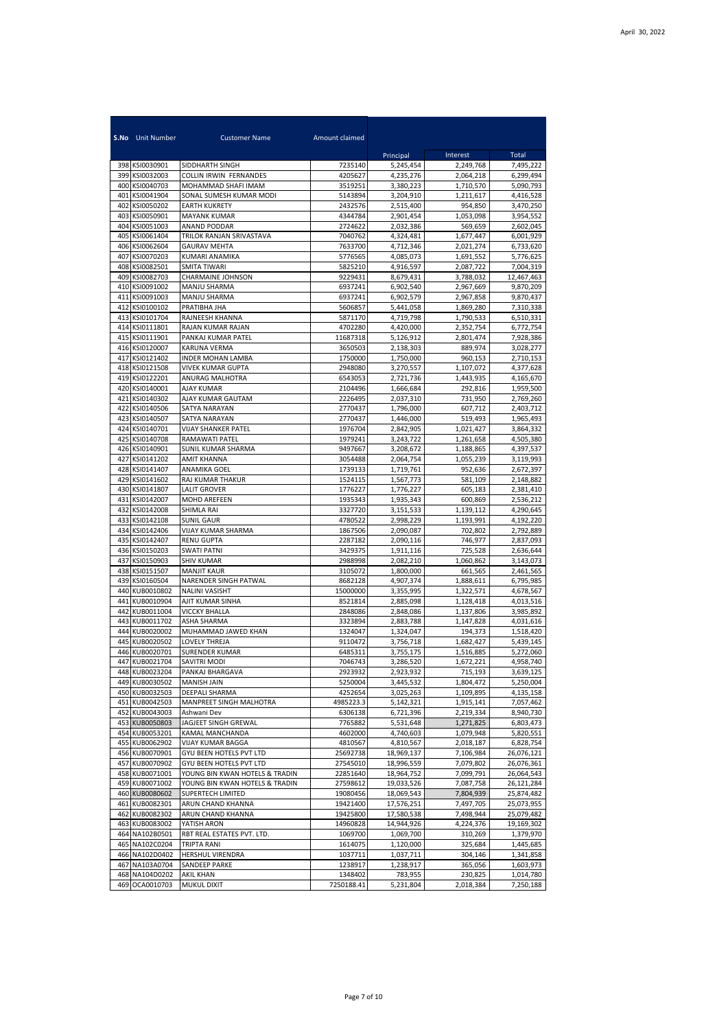April 30, 2022

| S.No | Unit Number | Customer Name | Amount claimed | Principal | Interest | Total |
|---|---|---|---|---|---|---|
| 398 | KSI0030901 | SIDDHARTH SINGH | 7235140 | 5,245,454 | 2,249,768 | 7,495,222 |
| 399 | KSI0032003 | COLLIN IRWIN FERNANDES | 4205627 | 4,235,276 | 2,064,218 | 6,299,494 |
| 400 | KSI0040703 | MOHAMMAD SHAFI IMAM | 3519251 | 3,380,223 | 1,710,570 | 5,090,793 |
| 401 | KSI0041904 | SONAL SUMESH KUMAR MODI | 5143894 | 3,204,910 | 1,211,617 | 4,416,528 |
| 402 | KSI0050202 | EARTH KUKRETY | 2432576 | 2,515,400 | 954,850 | 3,470,250 |
| 403 | KSI0050901 | MAYANK KUMAR | 4344784 | 2,901,454 | 1,053,098 | 3,954,552 |
| 404 | KSI0051003 | ANAND PODDAR | 2724622 | 2,032,386 | 569,659 | 2,602,045 |
| 405 | KSI0061404 | TRILOK RANJAN SRIVASTAVA | 7040762 | 4,324,481 | 1,677,447 | 6,001,929 |
| 406 | KSI0062604 | GAURAV MEHTA | 7633700 | 4,712,346 | 2,021,274 | 6,733,620 |
| 407 | KSI0070203 | KUMARI ANAMIKA | 5776565 | 4,085,073 | 1,691,552 | 5,776,625 |
| 408 | KSI0082501 | SMITA TIWARI | 5825210 | 4,916,597 | 2,087,722 | 7,004,319 |
| 409 | KSI0082703 | CHARMAINE JOHNSON | 9229431 | 8,679,431 | 3,788,032 | 12,467,463 |
| 410 | KSI0091002 | MANJU SHARMA | 6937241 | 6,902,540 | 2,967,669 | 9,870,209 |
| 411 | KSI0091003 | MANJU SHARMA | 6937241 | 6,902,579 | 2,967,858 | 9,870,437 |
| 412 | KSI0100102 | PRATIBHA JHA | 5606857 | 5,441,058 | 1,869,280 | 7,310,338 |
| 413 | KSI0101704 | RAJNEESH KHANNA | 5871170 | 4,719,798 | 1,790,533 | 6,510,331 |
| 414 | KSI0111801 | RAJAN KUMAR RAJAN | 4702280 | 4,420,000 | 2,352,754 | 6,772,754 |
| 415 | KSI0111901 | PANKAJ KUMAR PATEL | 11687318 | 5,126,912 | 2,801,474 | 7,928,386 |
| 416 | KSI0120007 | KARUNA VERMA | 3650503 | 2,138,303 | 889,974 | 3,028,277 |
| 417 | KSI0121402 | INDER MOHAN LAMBA | 1750000 | 1,750,000 | 960,153 | 2,710,153 |
| 418 | KSI0121508 | VIVEK KUMAR GUPTA | 2948080 | 3,270,557 | 1,107,072 | 4,377,628 |
| 419 | KSI0122201 | ANURAG MALHOTRA | 6543053 | 2,721,736 | 1,443,935 | 4,165,670 |
| 420 | KSI0140001 | AJAY KUMAR | 2104496 | 1,666,684 | 292,816 | 1,959,500 |
| 421 | KSI0140302 | AJAY KUMAR GAUTAM | 2226495 | 2,037,310 | 731,950 | 2,769,260 |
| 422 | KSI0140506 | SATYA NARAYAN | 2770437 | 1,796,000 | 607,712 | 2,403,712 |
| 423 | KSI0140507 | SATYA NARAYAN | 2770437 | 1,446,000 | 519,493 | 1,965,493 |
| 424 | KSI0140701 | VIJAY SHANKER PATEL | 1976704 | 2,842,905 | 1,021,427 | 3,864,332 |
| 425 | KSI0140708 | RAMAWATI PATEL | 1979241 | 3,243,722 | 1,261,658 | 4,505,380 |
| 426 | KSI0140901 | SUNIL KUMAR SHARMA | 9497667 | 3,208,672 | 1,188,865 | 4,397,537 |
| 427 | KSI0141202 | AMIT KHANNA | 3054488 | 2,064,754 | 1,055,239 | 3,119,993 |
| 428 | KSI0141407 | ANAMIKA GOEL | 1739133 | 1,719,761 | 952,636 | 2,672,397 |
| 429 | KSI0141602 | RAJ KUMAR THAKUR | 1524115 | 1,567,773 | 581,109 | 2,148,882 |
| 430 | KSI0141807 | LALIT GROVER | 1776227 | 1,776,227 | 605,183 | 2,381,410 |
| 431 | KSI0142007 | MOHD AREFEEN | 1935343 | 1,935,343 | 600,869 | 2,536,212 |
| 432 | KSI0142008 | SHIMLA RAI | 3327720 | 3,151,533 | 1,139,112 | 4,290,645 |
| 433 | KSI0142108 | SUNIL GAUR | 4780522 | 2,998,229 | 1,193,991 | 4,192,220 |
| 434 | KSI0142406 | VIJAY KUMAR SHARMA | 1867506 | 2,090,087 | 702,802 | 2,792,889 |
| 435 | KSI0142407 | RENU GUPTA | 2287182 | 2,090,116 | 746,977 | 2,837,093 |
| 436 | KSI0150203 | SWATI PATNI | 3429375 | 1,911,116 | 725,528 | 2,636,644 |
| 437 | KSI0150903 | SHIV KUMAR | 2988998 | 2,082,210 | 1,060,862 | 3,143,073 |
| 438 | KSI0151507 | MANJIT KAUR | 3105072 | 1,800,000 | 661,565 | 2,461,565 |
| 439 | KSI0160504 | NARENDER SINGH PATWAL | 8682128 | 4,907,374 | 1,888,611 | 6,795,985 |
| 440 | KUB0010802 | NALINI VASISHT | 15000000 | 3,355,995 | 1,322,571 | 4,678,567 |
| 441 | KUB0010904 | AJIT KUMAR SINHA | 8521814 | 2,885,098 | 1,128,418 | 4,013,516 |
| 442 | KUB0011004 | VICCKY BHALLA | 2848086 | 2,848,086 | 1,137,806 | 3,985,892 |
| 443 | KUB0011702 | ASHA SHARMA | 3323894 | 2,883,788 | 1,147,828 | 4,031,616 |
| 444 | KUB0020002 | MUHAMMAD JAWED KHAN | 1324047 | 1,324,047 | 194,373 | 1,518,420 |
| 445 | KUB0020502 | LOVELY THREJA | 9110472 | 3,756,718 | 1,682,427 | 5,439,145 |
| 446 | KUB0020701 | SURENDER KUMAR | 6485311 | 3,755,175 | 1,516,885 | 5,272,060 |
| 447 | KUB0021704 | SAVITRI MODI | 7046743 | 3,286,520 | 1,672,221 | 4,958,740 |
| 448 | KUB0023204 | PANKAJ BHARGAVA | 2923932 | 2,923,932 | 715,193 | 3,639,125 |
| 449 | KUB0030502 | MANISH JAIN | 5250004 | 3,445,532 | 1,804,472 | 5,250,004 |
| 450 | KUB0032503 | DEEPALI SHARMA | 4252654 | 3,025,263 | 1,109,895 | 4,135,158 |
| 451 | KUB0042503 | MANPREET SINGH MALHOTRA | 4985223.3 | 5,142,321 | 1,915,141 | 7,057,462 |
| 452 | KUB0043003 | Ashwani Dev | 6306138 | 6,721,396 | 2,219,334 | 8,940,730 |
| 453 | KUB0050803 | JAGJEET SINGH GREWAL | 7765882 | 5,531,648 | 1,271,825 | 6,803,473 |
| 454 | KUB0053201 | KAMAL MANCHANDA | 4602000 | 4,740,603 | 1,079,948 | 5,820,551 |
| 455 | KUB0062902 | VIJAY KUMAR BAGGA | 4810567 | 4,810,567 | 2,018,187 | 6,828,754 |
| 456 | KUB0070901 | GYU BEEN HOTELS PVT LTD | 25692738 | 18,969,137 | 7,106,984 | 26,076,121 |
| 457 | KUB0070902 | GYU BEEN HOTELS PVT LTD | 27545010 | 18,996,559 | 7,079,802 | 26,076,361 |
| 458 | KUB0071001 | YOUNG BIN KWAN HOTELS & TRADIN | 22851640 | 18,964,752 | 7,099,791 | 26,064,543 |
| 459 | KUB0071002 | YOUNG BIN KWAN HOTELS & TRADIN | 27598612 | 19,033,526 | 7,087,758 | 26,121,284 |
| 460 | KUB0080602 | SUPERTECH LIMITED | 19080456 | 18,069,543 | 7,804,939 | 25,874,482 |
| 461 | KUB0082301 | ARUN CHAND KHANNA | 19421400 | 17,576,251 | 7,497,705 | 25,073,955 |
| 462 | KUB0082302 | ARUN CHAND KHANNA | 19425800 | 17,580,538 | 7,498,944 | 25,079,482 |
| 463 | KUB0083002 | YATISH ARON | 14960828 | 14,944,926 | 4,224,376 | 19,169,302 |
| 464 | NA102B0501 | RBT REAL ESTATES PVT. LTD. | 1069700 | 1,069,700 | 310,269 | 1,379,970 |
| 465 | NA102C0204 | TRIPTA RANI | 1614075 | 1,120,000 | 325,684 | 1,445,685 |
| 466 | NA102D0402 | HERSHUL VIRENDRA | 1037711 | 1,037,711 | 304,146 | 1,341,858 |
| 467 | NA103A0704 | SANDEEP PARKE | 1238917 | 1,238,917 | 365,056 | 1,603,973 |
| 468 | NA104D0202 | AKIL KHAN | 1348402 | 783,955 | 230,825 | 1,014,780 |
| 469 | OCA0010703 | MUKUL DIXIT | 7250188.41 | 5,231,804 | 2,018,384 | 7,250,188 |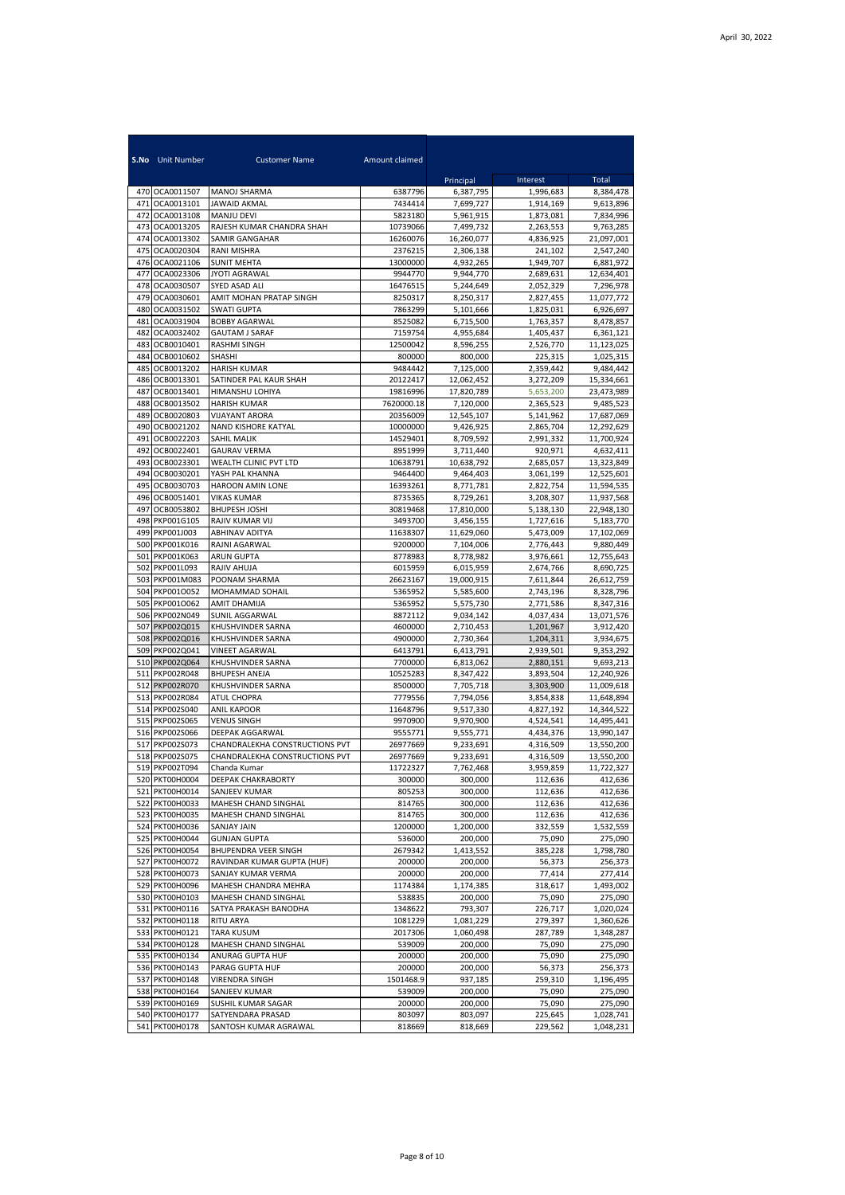April 30, 2022

| S.No | Unit Number | Customer Name | Amount claimed | Principal | Interest | Total |
|---|---|---|---|---|---|---|
| 470 | OCA0011507 | MANOJ SHARMA | 6387796 | 6,387,795 | 1,996,683 | 8,384,478 |
| 471 | OCA0013101 | JAWAID AKMAL | 7434414 | 7,699,727 | 1,914,169 | 9,613,896 |
| 472 | OCA0013108 | MANJU DEVI | 5823180 | 5,961,915 | 1,873,081 | 7,834,996 |
| 473 | OCA0013205 | RAJESH KUMAR CHANDRA SHAH | 10739066 | 7,499,732 | 2,263,553 | 9,763,285 |
| 474 | OCA0013302 | SAMIR GANGAHAR | 16260076 | 16,260,077 | 4,836,925 | 21,097,001 |
| 475 | OCA0020304 | RANI MISHRA | 2376215 | 2,306,138 | 241,102 | 2,547,240 |
| 476 | OCA0021106 | SUNIT MEHTA | 13000000 | 4,932,265 | 1,949,707 | 6,881,972 |
| 477 | OCA0023306 | JYOTI AGRAWAL | 9944770 | 9,944,770 | 2,689,631 | 12,634,401 |
| 478 | OCA0030507 | SYED ASAD ALI | 16476515 | 5,244,649 | 2,052,329 | 7,296,978 |
| 479 | OCA0030601 | AMIT MOHAN PRATAP SINGH | 8250317 | 8,250,317 | 2,827,455 | 11,077,772 |
| 480 | OCA0031502 | SWATI GUPTA | 7863299 | 5,101,666 | 1,825,031 | 6,926,697 |
| 481 | OCA0031904 | BOBBY AGARWAL | 8525082 | 6,715,500 | 1,763,357 | 8,478,857 |
| 482 | OCA0032402 | GAUTAM J SARAF | 7159754 | 4,955,684 | 1,405,437 | 6,361,121 |
| 483 | OCB0010401 | RASHMI SINGH | 12500042 | 8,596,255 | 2,526,770 | 11,123,025 |
| 484 | OCB0010602 | SHASHI | 800000 | 800,000 | 225,315 | 1,025,315 |
| 485 | OCB0013202 | HARISH KUMAR | 9484442 | 7,125,000 | 2,359,442 | 9,484,442 |
| 486 | OCB0013301 | SATINDER PAL KAUR SHAH | 20122417 | 12,062,452 | 3,272,209 | 15,334,661 |
| 487 | OCB0013401 | HIMANSHU LOHIYA | 19816996 | 17,820,789 | 5,653,200 | 23,473,989 |
| 488 | OCB0013502 | HARISH KUMAR | 7620000.18 | 7,120,000 | 2,365,523 | 9,485,523 |
| 489 | OCB0020803 | VIJAYANT ARORA | 20356009 | 12,545,107 | 5,141,962 | 17,687,069 |
| 490 | OCB0021202 | NAND KISHORE KATYAL | 10000000 | 9,426,925 | 2,865,704 | 12,292,629 |
| 491 | OCB0022203 | SAHIL MALIK | 14529401 | 8,709,592 | 2,991,332 | 11,700,924 |
| 492 | OCB0022401 | GAURAV VERMA | 8951999 | 3,711,440 | 920,971 | 4,632,411 |
| 493 | OCB0023301 | WEALTH CLINIC PVT LTD | 10638791 | 10,638,792 | 2,685,057 | 13,323,849 |
| 494 | OCB0030201 | YASH PAL KHANNA | 9464400 | 9,464,403 | 3,061,199 | 12,525,601 |
| 495 | OCB0030703 | HAROON AMIN LONE | 16393261 | 8,771,781 | 2,822,754 | 11,594,535 |
| 496 | OCB0051401 | VIKAS KUMAR | 8735365 | 8,729,261 | 3,208,307 | 11,937,568 |
| 497 | OCB0053802 | BHUPESH JOSHI | 30819468 | 17,810,000 | 5,138,130 | 22,948,130 |
| 498 | PKP001G105 | RAJIV KUMAR VIJ | 3493700 | 3,456,155 | 1,727,616 | 5,183,770 |
| 499 | PKP001J003 | ABHINAV ADITYA | 11638307 | 11,629,060 | 5,473,009 | 17,102,069 |
| 500 | PKP001K016 | RAJNI AGARWAL | 9200000 | 7,104,006 | 2,776,443 | 9,880,449 |
| 501 | PKP001K063 | ARUN GUPTA | 8778983 | 8,778,982 | 3,976,661 | 12,755,643 |
| 502 | PKP001L093 | RAJIV AHUJA | 6015959 | 6,015,959 | 2,674,766 | 8,690,725 |
| 503 | PKP001M083 | POONAM SHARMA | 26623167 | 19,000,915 | 7,611,844 | 26,612,759 |
| 504 | PKP001O052 | MOHAMMAD SOHAIL | 5365952 | 5,585,600 | 2,743,196 | 8,328,796 |
| 505 | PKP001O062 | AMIT DHAMIJA | 5365952 | 5,575,730 | 2,771,586 | 8,347,316 |
| 506 | PKP002N049 | SUNIL AGGARWAL | 8872112 | 9,034,142 | 4,037,434 | 13,071,576 |
| 507 | PKP002Q015 | KHUSHVINDER SARNA | 4600000 | 2,710,453 | 1,201,967 | 3,912,420 |
| 508 | PKP002Q016 | KHUSHVINDER SARNA | 4900000 | 2,730,364 | 1,204,311 | 3,934,675 |
| 509 | PKP002Q041 | VINEET AGARWAL | 6413791 | 6,413,791 | 2,939,501 | 9,353,292 |
| 510 | PKP002Q064 | KHUSHVINDER SARNA | 7700000 | 6,813,062 | 2,880,151 | 9,693,213 |
| 511 | PKP002R048 | BHUPESH ANEJA | 10525283 | 8,347,422 | 3,893,504 | 12,240,926 |
| 512 | PKP002R070 | KHUSHVINDER SARNA | 8500000 | 7,705,718 | 3,303,900 | 11,009,618 |
| 513 | PKP002R084 | ATUL CHOPRA | 7779556 | 7,794,056 | 3,854,838 | 11,648,894 |
| 514 | PKP002S040 | ANIL KAPOOR | 11648796 | 9,517,330 | 4,827,192 | 14,344,522 |
| 515 | PKP002S065 | VENUS SINGH | 9970900 | 9,970,900 | 4,524,541 | 14,495,441 |
| 516 | PKP002S066 | DEEPAK AGGARWAL | 9555771 | 9,555,771 | 4,434,376 | 13,990,147 |
| 517 | PKP002S073 | CHANDRALEKHA CONSTRUCTIONS PVT | 26977669 | 9,233,691 | 4,316,509 | 13,550,200 |
| 518 | PKP002S075 | CHANDRALEKHA CONSTRUCTIONS PVT | 26977669 | 9,233,691 | 4,316,509 | 13,550,200 |
| 519 | PKP002T094 | Chanda Kumar | 11722327 | 7,762,468 | 3,959,859 | 11,722,327 |
| 520 | PKT00H0004 | DEEPAK CHAKRABORTY | 300000 | 300,000 | 112,636 | 412,636 |
| 521 | PKT00H0014 | SANJEEV KUMAR | 805253 | 300,000 | 112,636 | 412,636 |
| 522 | PKT00H0033 | MAHESH CHAND SINGHAL | 814765 | 300,000 | 112,636 | 412,636 |
| 523 | PKT00H0035 | MAHESH CHAND SINGHAL | 814765 | 300,000 | 112,636 | 412,636 |
| 524 | PKT00H0036 | SANJAY JAIN | 1200000 | 1,200,000 | 332,559 | 1,532,559 |
| 525 | PKT00H0044 | GUNJAN GUPTA | 536000 | 200,000 | 75,090 | 275,090 |
| 526 | PKT00H0054 | BHUPENDRA VEER SINGH | 2679342 | 1,413,552 | 385,228 | 1,798,780 |
| 527 | PKT00H0072 | RAVINDAR KUMAR GUPTA (HUF) | 200000 | 200,000 | 56,373 | 256,373 |
| 528 | PKT00H0073 | SANJAY KUMAR VERMA | 200000 | 200,000 | 77,414 | 277,414 |
| 529 | PKT00H0096 | MAHESH CHANDRA MEHRA | 1174384 | 1,174,385 | 318,617 | 1,493,002 |
| 530 | PKT00H0103 | MAHESH CHAND SINGHAL | 538835 | 200,000 | 75,090 | 275,090 |
| 531 | PKT00H0116 | SATYA PRAKASH BANODHA | 1348622 | 793,307 | 226,717 | 1,020,024 |
| 532 | PKT00H0118 | RITU ARYA | 1081229 | 1,081,229 | 279,397 | 1,360,626 |
| 533 | PKT00H0121 | TARA KUSUM | 2017306 | 1,060,498 | 287,789 | 1,348,287 |
| 534 | PKT00H0128 | MAHESH CHAND SINGHAL | 539009 | 200,000 | 75,090 | 275,090 |
| 535 | PKT00H0134 | ANURAG GUPTA HUF | 200000 | 200,000 | 75,090 | 275,090 |
| 536 | PKT00H0143 | PARAG GUPTA HUF | 200000 | 200,000 | 56,373 | 256,373 |
| 537 | PKT00H0148 | VIRENDRA SINGH | 1501468.9 | 937,185 | 259,310 | 1,196,495 |
| 538 | PKT00H0164 | SANJEEV KUMAR | 539009 | 200,000 | 75,090 | 275,090 |
| 539 | PKT00H0169 | SUSHIL KUMAR SAGAR | 200000 | 200,000 | 75,090 | 275,090 |
| 540 | PKT00H0177 | SATYENDARA PRASAD | 803097 | 803,097 | 225,645 | 1,028,741 |
| 541 | PKT00H0178 | SANTOSH KUMAR AGRAWAL | 818669 | 818,669 | 229,562 | 1,048,231 |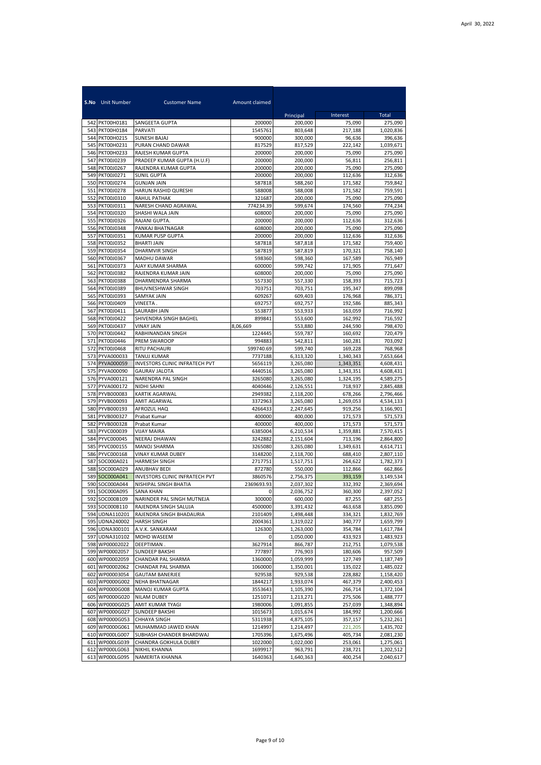April 30, 2022

| S.No | Unit Number | Customer Name | Amount claimed | Principal | Interest | Total |
|---|---|---|---|---|---|---|
| 542 | PKT00H0181 | SANGEETA GUPTA | 200000 | 200,000 | 75,090 | 275,090 |
| 543 | PKT00H0184 | PARVATI | 1545761 | 803,648 | 217,188 | 1,020,836 |
| 544 | PKT00H0215 | SUNESH BAJAJ | 900000 | 300,000 | 96,636 | 396,636 |
| 545 | PKT00H0231 | PURAN CHAND DAWAR | 817529 | 817,529 | 222,142 | 1,039,671 |
| 546 | PKT00H0233 | RAJESH KUMAR GUPTA | 200000 | 200,000 | 75,090 | 275,090 |
| 547 | PKT00J0239 | PRADEEP KUMAR GUPTA (H.U.F) | 200000 | 200,000 | 56,811 | 256,811 |
| 548 | PKT00J0267 | RAJENDRA KUMAR GUPTA | 200000 | 200,000 | 75,090 | 275,090 |
| 549 | PKT00J0271 | SUNIL GUPTA | 200000 | 200,000 | 112,636 | 312,636 |
| 550 | PKT00J0274 | GUNJAN JAIN | 587818 | 588,260 | 171,582 | 759,842 |
| 551 | PKT00J0278 | HARUN RASHID QURESHI | 588008 | 588,008 | 171,582 | 759,591 |
| 552 | PKT00J0310 | RAHUL PATHAK | 321687 | 200,000 | 75,090 | 275,090 |
| 553 | PKT00J0311 | NARESH CHAND AGRAWAL | 774234.39 | 599,674 | 174,560 | 774,234 |
| 554 | PKT00J0320 | SHASHI WALA JAIN | 608000 | 200,000 | 75,090 | 275,090 |
| 555 | PKT00J0326 | RAJANI GUPTA. | 200000 | 200,000 | 112,636 | 312,636 |
| 556 | PKT00J0348 | PANKAJ BHATNAGAR | 608000 | 200,000 | 75,090 | 275,090 |
| 557 | PKT00J0351 | KUMAR PUSP GUPTA | 200000 | 200,000 | 112,636 | 312,636 |
| 558 | PKT00J0352 | BHARTI JAIN | 587818 | 587,818 | 171,582 | 759,400 |
| 559 | PKT00J0354 | DHARMVIR SINGH | 587819 | 587,819 | 170,321 | 758,140 |
| 560 | PKT00J0367 | MADHU DAWAR | 598360 | 598,360 | 167,589 | 765,949 |
| 561 | PKT00J0373 | AJAY KUMAR SHARMA | 600000 | 599,742 | 171,905 | 771,647 |
| 562 | PKT00J0382 | RAJENDRA KUMAR JAIN | 608000 | 200,000 | 75,090 | 275,090 |
| 563 | PKT00J0388 | DHARMENDRA SHARMA | 557330 | 557,330 | 158,393 | 715,723 |
| 564 | PKT00J0389 | BHUVNESHWAR SINGH | 703751 | 703,751 | 195,347 | 899,098 |
| 565 | PKT00J0393 | SAMYAK JAIN | 609267 | 609,403 | 176,968 | 786,371 |
| 566 | PKT00J0409 | VINEETA . | 692757 | 692,757 | 192,586 | 885,343 |
| 567 | PKT00J0411 | SAURABH JAIN | 553877 | 553,933 | 163,059 | 716,992 |
| 568 | PKT00J0422 | SHIVENDRA SINGH BAGHEL | 899841 | 553,600 | 162,992 | 716,592 |
| 569 | PKT00J0437 | VINAY JAIN | 8,06,669 | 553,880 | 244,590 | 798,470 |
| 570 | PKT00J0442 | RABHINANDAN SINGH | 1224445 | 559,787 | 160,692 | 720,479 |
| 571 | PKT00J0446 | PREM SWAROOP | 994883 | 542,811 | 160,281 | 703,092 |
| 572 | PKT00J0468 | RITU PACHAURI | 599740.69 | 599,740 | 169,228 | 768,968 |
| 573 | PYVA000033 | TANUJ KUMAR | 7737188 | 6,313,320 | 1,340,343 | 7,653,664 |
| 574 | PYVA000059 | INVESTORS CLINIC INFRATECH PVT | 5656119 | 3,265,080 | 1,343,351 | 4,608,431 |
| 575 | PYVA000090 | GAURAV JALOTA | 4440516 | 3,265,080 | 1,343,351 | 4,608,431 |
| 576 | PYVA000121 | NARENDRA PAL SINGH | 3265080 | 3,265,080 | 1,324,195 | 4,589,275 |
| 577 | PYVA000172 | NIDHI SAHNI | 4040446 | 2,126,551 | 718,937 | 2,845,488 |
| 578 | PYVB000083 | KARTIK AGARWAL | 2949382 | 2,118,200 | 678,266 | 2,796,466 |
| 579 | PYVB000093 | AMIT AGARWAL | 3372963 | 3,265,080 | 1,269,053 | 4,534,133 |
| 580 | PYVB000193 | AFROZUL HAQ | 4266433 | 2,247,645 | 919,256 | 3,166,901 |
| 581 | PYVB000327 | Prabat Kumar | 400000 | 400,000 | 171,573 | 571,573 |
| 582 | PYVB000328 | Prabat Kumar | 400000 | 400,000 | 171,573 | 571,573 |
| 583 | PYVC000039 | VIJAY MAIRA | 6385004 | 6,210,534 | 1,359,881 | 7,570,415 |
| 584 | PYVC000045 | NEERAJ DHAWAN | 3242882 | 2,151,604 | 713,196 | 2,864,800 |
| 585 | PYVC000155 | MANOJ SHARMA | 3265080 | 3,265,080 | 1,349,631 | 4,614,711 |
| 586 | PYVC000168 | VINAY KUMAR DUBEY | 3148200 | 2,118,700 | 688,410 | 2,807,110 |
| 587 | SOC000A021 | HARMESH SINGH | 2717751 | 1,517,751 | 264,622 | 1,782,373 |
| 588 | SOC000A029 | ANUBHAV BEDI | 872780 | 550,000 | 112,866 | 662,866 |
| 589 | SOC000A041 | INVESTORS CLINIC INFRATECH PVT | 3860576 | 2,756,375 | 393,159 | 3,149,534 |
| 590 | SOC000A044 | NISHIPAL SINGH BHATIA | 2369693.93 | 2,037,302 | 332,392 | 2,369,694 |
| 591 | SOC000A095 | SANA KHAN | 0 | 2,036,752 | 360,300 | 2,397,052 |
| 592 | SOC000B109 | NARINDER PAL SINGH MUTNEJA | 300000 | 600,000 | 87,255 | 687,255 |
| 593 | SOC000B110 | RAJENDRA SINGH SALUJA | 4500000 | 3,391,432 | 463,658 | 3,855,090 |
| 594 | UDNA110201 | RAJENDRA SINGH BHADAURIA | 2101409 | 1,498,448 | 334,321 | 1,832,769 |
| 595 | UDNA240002 | HARSH SINGH | 2004361 | 1,319,022 | 340,777 | 1,659,799 |
| 596 | UDNA300101 | A.V.K. SANKARAM | 126300 | 1,263,000 | 354,784 | 1,617,784 |
| 597 | UDNA310102 | MOHD WASEEM | 0 | 1,050,000 | 433,923 | 1,483,923 |
| 598 | WP00002022 | DEEPTIMAN . | 3627914 | 866,787 | 212,751 | 1,079,538 |
| 599 | WP00002057 | SUNDEEP BAKSHI | 777897 | 776,903 | 180,606 | 957,509 |
| 600 | WP00002059 | CHANDAR PAL SHARMA | 1360000 | 1,059,999 | 127,749 | 1,187,749 |
| 601 | WP00002062 | CHANDAR PAL SHARMA | 1060000 | 1,350,001 | 135,022 | 1,485,022 |
| 602 | WP00003054 | GAUTAM BANERJEE | 929538 | 929,538 | 228,882 | 1,158,420 |
| 603 | WP0000G002 | NEHA BHATNAGAR | 1844217 | 1,933,074 | 467,379 | 2,400,453 |
| 604 | WP0000G008 | MANOJ KUMAR GUPTA | 3553643 | 1,105,390 | 266,714 | 1,372,104 |
| 605 | WP0000G020 | NILAM DUBEY | 1251071 | 1,213,271 | 275,506 | 1,488,777 |
| 606 | WP0000G025 | AMIT KUMAR TYAGI | 1980006 | 1,091,855 | 257,039 | 1,348,894 |
| 607 | WP0000G027 | SUNDEEP BAKSHI | 1015673 | 1,015,674 | 184,992 | 1,200,666 |
| 608 | WP0000G053 | CHHAYA SINGH | 5311938 | 4,875,105 | 357,157 | 5,232,261 |
| 609 | WP0000G061 | MUHAMMAD JAWED KHAN | 1214997 | 1,214,497 | 221,205 | 1,435,702 |
| 610 | WP000LG007 | SUBHASH CHANDER BHARDWAJ | 1705396 | 1,675,496 | 405,734 | 2,081,230 |
| 611 | WP000LG039 | CHANDRA GOKHULA DUBEY | 1022000 | 1,022,000 | 253,061 | 1,275,061 |
| 612 | WP000LG063 | NIKHIL KHANNA | 1699917 | 963,791 | 238,721 | 1,202,512 |
| 613 | WP000LG095 | NAMERITA KHANNA | 1640363 | 1,640,363 | 400,254 | 2,040,617 |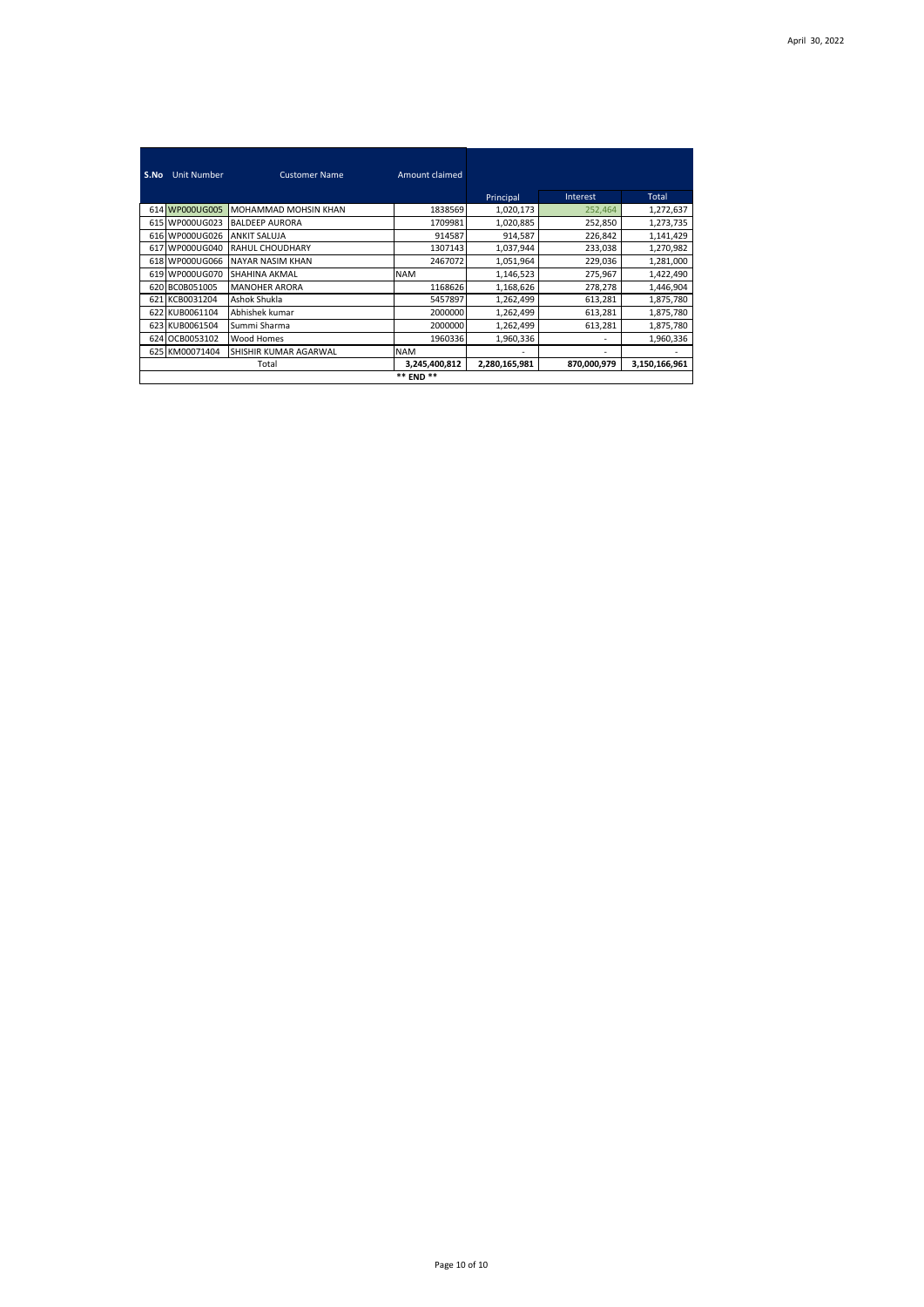April 30, 2022

| S.No | Unit Number | Customer Name | Amount claimed | Principal | Interest | Total |
|---|---|---|---|---|---|---|
| 614 | WP000UG005 | MOHAMMAD MOHSIN KHAN | 1838569 | 1,020,173 | 252,464 | 1,272,637 |
| 615 | WP000UG023 | BALDEEP AURORA | 1709981 | 1,020,885 | 252,850 | 1,273,735 |
| 616 | WP000UG026 | ANKIT SALUJA | 914587 | 914,587 | 226,842 | 1,141,429 |
| 617 | WP000UG040 | RAHUL CHOUDHARY | 1307143 | 1,037,944 | 233,038 | 1,270,982 |
| 618 | WP000UG066 | NAYAR NASIM KHAN | 2467072 | 1,051,964 | 229,036 | 1,281,000 |
| 619 | WP000UG070 | SHAHINA AKMAL | NAM | 1,146,523 | 275,967 | 1,422,490 |
| 620 | BC0B051005 | MANOHER ARORA | 1168626 | 1,168,626 | 278,278 | 1,446,904 |
| 621 | KCB0031204 | Ashok Shukla | 5457897 | 1,262,499 | 613,281 | 1,875,780 |
| 622 | KUB0061104 | Abhishek kumar | 2000000 | 1,262,499 | 613,281 | 1,875,780 |
| 623 | KUB0061504 | Summi Sharma | 2000000 | 1,262,499 | 613,281 | 1,875,780 |
| 624 | OCB0053102 | Wood Homes | 1960336 | 1,960,336 | - | 1,960,336 |
| 625 | KM00071404 | SHISHIR KUMAR AGARWAL | NAM | - | - | - |
| | | Total | 3,245,400,812 | 2,280,165,981 | 870,000,979 | 3,150,166,961 |

** END **